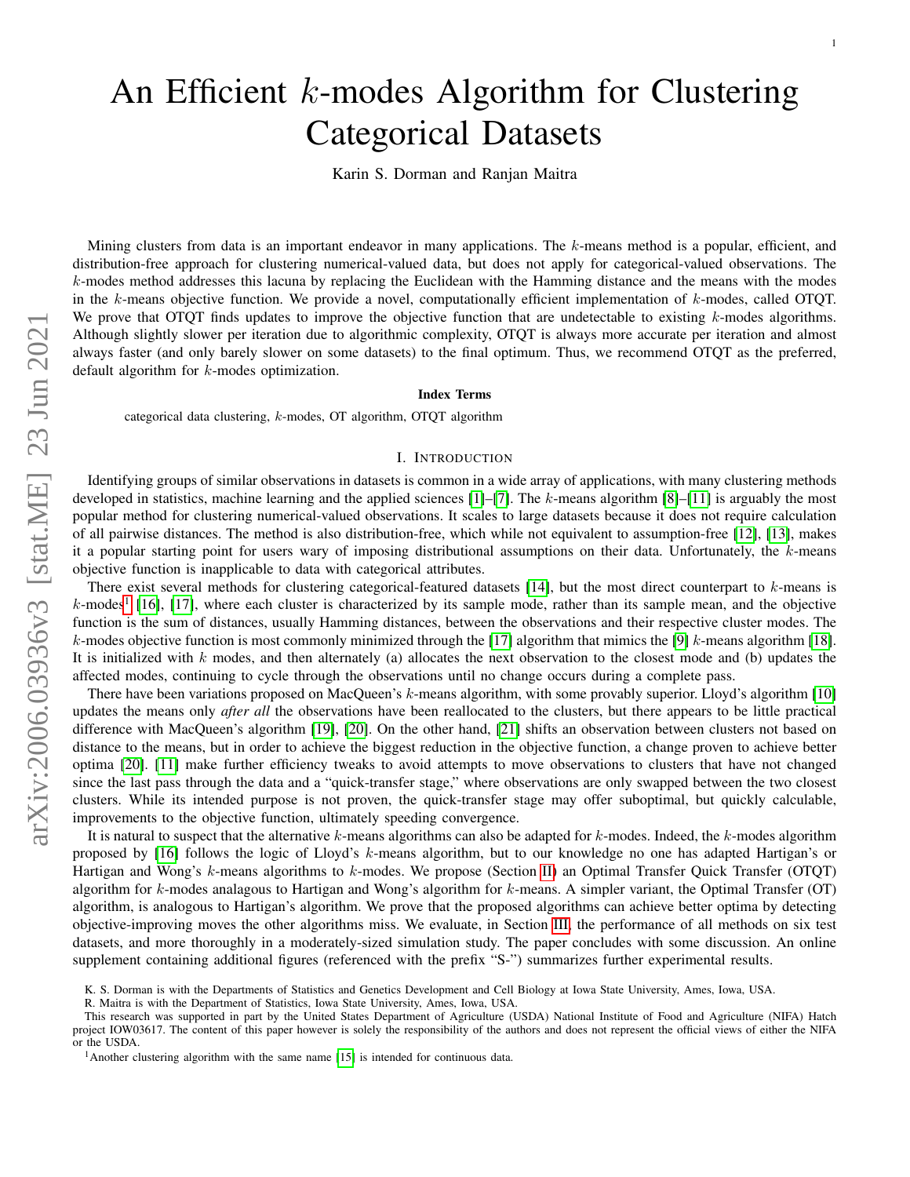# An Efficient $k$-modes Algorithm for Clustering Categorical Datasets

Karin S. Dorman and Ranjan Maitra

Mining clusters from data is an important endeavor in many applications. The $k$-means method is a popular, efficient, and distribution-free approach for clustering numerical-valued data, but does not apply for categorical-valued observations. The $k$-modes method addresses this lacuna by replacing the Euclidean with the Hamming distance and the means with the modes in the $k$-means objective function. We provide a novel, computationally efficient implementation of $k$-modes, called OTQT. We prove that OTQT finds updates to improve the objective function that are undetectable to existing $k$-modes algorithms. Although slightly slower per iteration due to algorithmic complexity, OTQT is always more accurate per iteration and almost always faster (and only barely slower on some datasets) to the final optimum. Thus, we recommend OTQT as the preferred, default algorithm for $k$-modes optimization.

**Index Terms**

categorical data clustering, $k$-modes, OT algorithm, OTQT algorithm

## I. Introduction

Identifying groups of similar observations in datasets is common in a wide array of applications, with many clustering methods developed in statistics, machine learning and the applied sciences [1]–[7]. The $k$-means algorithm [8]–[11] is arguably the most popular method for clustering numerical-valued observations. It scales to large datasets because it does not require calculation of all pairwise distances. The method is also distribution-free, which while not equivalent to assumption-free [12], [13], makes it a popular starting point for users wary of imposing distributional assumptions on their data. Unfortunately, the $k$-means objective function is inapplicable to data with categorical attributes.

There exist several methods for clustering categorical-featured datasets [14], but the most direct counterpart to $k$-means is $k$-modes[1] [16], [17], where each cluster is characterized by its sample mode, rather than its sample mean, and the objective function is the sum of distances, usually Hamming distances, between the observations and their respective cluster modes. The $k$-modes objective function is most commonly minimized through the [17] algorithm that mimics the [9] $k$-means algorithm [18]. It is initialized with $k$ modes, and then alternately (a) allocates the next observation to the closest mode and (b) updates the affected modes, continuing to cycle through the observations until no change occurs during a complete pass.

There have been variations proposed on MacQueen's $k$-means algorithm, with some provably superior. Lloyd's algorithm [10] updates the means only *after all* the observations have been reallocated to the clusters, but there appears to be little practical difference with MacQueen's algorithm [19], [20]. On the other hand, [21] shifts an observation between clusters not based on distance to the means, but in order to achieve the biggest reduction in the objective function, a change proven to achieve better optima [20]. [11] make further efficiency tweaks to avoid attempts to move observations to clusters that have not changed since the last pass through the data and a "quick-transfer stage," where observations are only swapped between the two closest clusters. While its intended purpose is not proven, the quick-transfer stage may offer suboptimal, but quickly calculable, improvements to the objective function, ultimately speeding convergence.

It is natural to suspect that the alternative $k$-means algorithms can also be adapted for $k$-modes. Indeed, the $k$-modes algorithm proposed by [16] follows the logic of Lloyd's $k$-means algorithm, but to our knowledge no one has adapted Hartigan's or Hartigan and Wong's $k$-means algorithms to $k$-modes. We propose (Section II) an Optimal Transfer Quick Transfer (OTQT) algorithm for $k$-modes analagous to Hartigan and Wong's algorithm for $k$-means. A simpler variant, the Optimal Transfer (OT) algorithm, is analogous to Hartigan's algorithm. We prove that the proposed algorithms can achieve better optima by detecting objective-improving moves the other algorithms miss. We evaluate, in Section III, the performance of all methods on six test datasets, and more thoroughly in a moderately-sized simulation study. The paper concludes with some discussion. An online supplement containing additional figures (referenced with the prefix "S-") summarizes further experimental results.

K. S. Dorman is with the Departments of Statistics and Genetics Development and Cell Biology at Iowa State University, Ames, Iowa, USA.

R. Maitra is with the Department of Statistics, Iowa State University, Ames, Iowa, USA.

This research was supported in part by the United States Department of Agriculture (USDA) National Institute of Food and Agriculture (NIFA) Hatch project IOW03617. The content of this paper however is solely the responsibility of the authors and does not represent the official views of either the NIFA or the USDA.

[1] Another clustering algorithm with the same name [15] is intended for continuous data.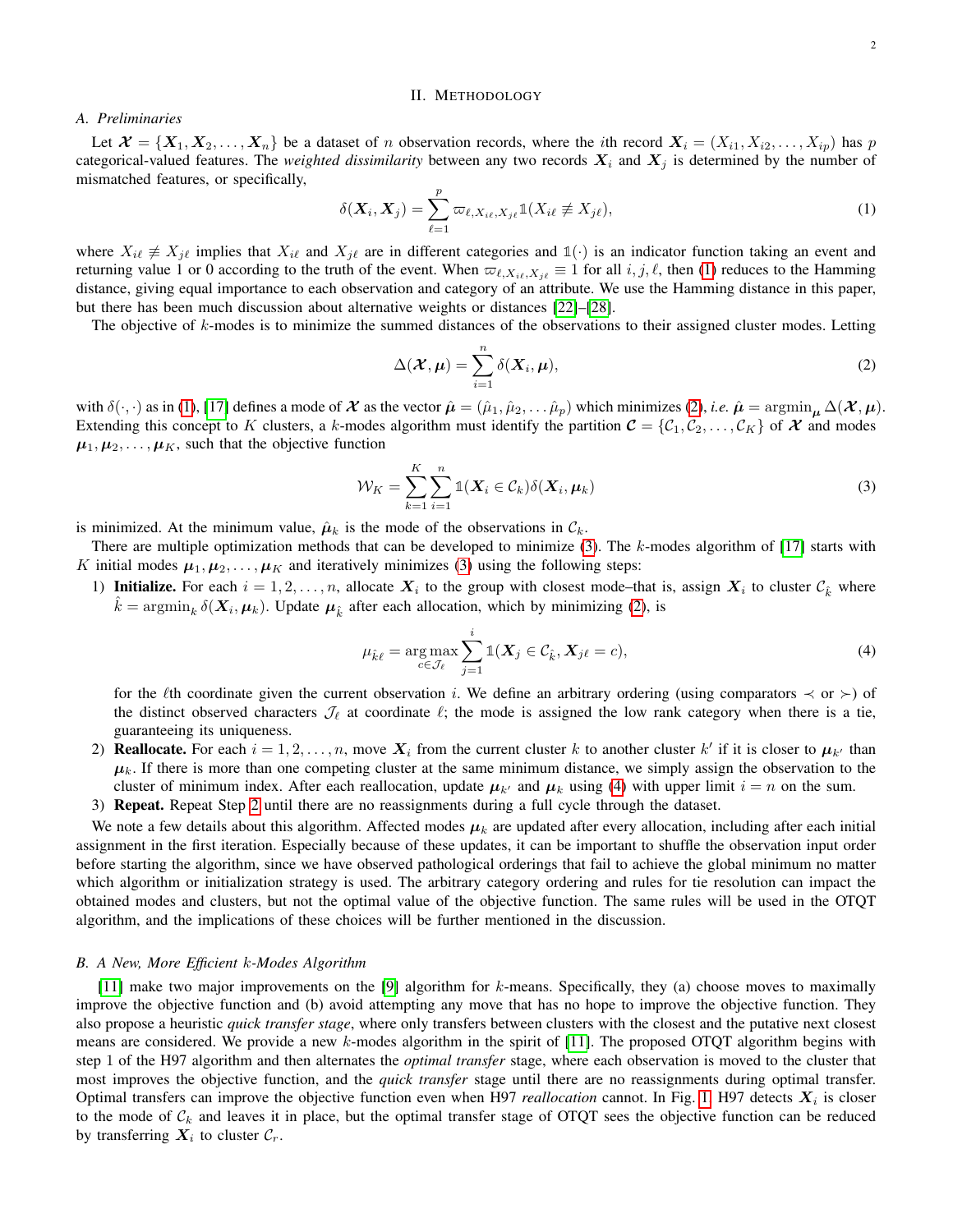## II. Methodology

### A. Preliminaries

Let $\boldsymbol{\mathcal{X}} = \{\boldsymbol{X}_1, \boldsymbol{X}_2, \dots, \boldsymbol{X}_n\}$ be a dataset of $n$ observation records, where the $i$th record $\boldsymbol{X}_i = (X_{i1}, X_{i2}, \dots, X_{ip})$ has $p$ categorical-valued features. The *weighted dissimilarity* between any two records $\boldsymbol{X}_i$ and $\boldsymbol{X}_j$ is determined by the number of mismatched features, or specifically,

$$\delta(\boldsymbol{X}_i, \boldsymbol{X}_j) = \sum_{\ell=1}^{p} \varpi_{\ell, X_{i\ell}, X_{j\ell}} \mathbb{1}(X_{i\ell} \not\equiv X_{j\ell}), \tag{1}$$

where $X_{i\ell} \not\equiv X_{j\ell}$ implies that $X_{i\ell}$ and $X_{j\ell}$ are in different categories and $\mathbb{1}(\cdot)$ is an indicator function taking an event and returning value 1 or 0 according to the truth of the event. When $\varpi_{\ell, X_{i\ell}, X_{j\ell}} \equiv 1$ for all $i, j, \ell$, then (1) reduces to the Hamming distance, giving equal importance to each observation and category of an attribute. We use the Hamming distance in this paper, but there has been much discussion about alternative weights or distances [22]–[28].

The objective of $k$-modes is to minimize the summed distances of the observations to their assigned cluster modes. Letting

$$\Delta(\boldsymbol{\mathcal{X}}, \boldsymbol{\mu}) = \sum_{i=1}^{n} \delta(\boldsymbol{X}_i, \boldsymbol{\mu}), \tag{2}$$

with $\delta(\cdot, \cdot)$ as in (1), [17] defines a mode of $\boldsymbol{\mathcal{X}}$ as the vector $\hat{\boldsymbol{\mu}} = (\hat{\mu}_1, \hat{\mu}_2, \dots \hat{\mu}_p)$ which minimizes (2), *i.e.* $\hat{\boldsymbol{\mu}} = \operatorname{argmin}_{\boldsymbol{\mu}} \Delta(\boldsymbol{\mathcal{X}}, \boldsymbol{\mu})$. Extending this concept to $K$ clusters, a $k$-modes algorithm must identify the partition $\boldsymbol{\mathcal{C}} = \{\mathcal{C}_1, \mathcal{C}_2, \dots, \mathcal{C}_K\}$ of $\boldsymbol{\mathcal{X}}$ and modes $\boldsymbol{\mu}_1, \boldsymbol{\mu}_2, \dots, \boldsymbol{\mu}_K$, such that the objective function

$$\mathcal{W}_K = \sum_{k=1}^{K} \sum_{i=1}^{n} \mathbb{1}(\boldsymbol{X}_i \in \mathcal{C}_k) \delta(\boldsymbol{X}_i, \boldsymbol{\mu}_k) \tag{3}$$

is minimized. At the minimum value, $\hat{\boldsymbol{\mu}}_k$ is the mode of the observations in $\mathcal{C}_k$.

There are multiple optimization methods that can be developed to minimize (3). The $k$-modes algorithm of [17] starts with $K$ initial modes $\boldsymbol{\mu}_1, \boldsymbol{\mu}_2, \dots, \boldsymbol{\mu}_K$ and iteratively minimizes (3) using the following steps:

1) **Initialize.** For each $i = 1, 2, \dots, n$, allocate $\boldsymbol{X}_i$ to the group with closest mode–that is, assign $\boldsymbol{X}_i$ to cluster $\mathcal{C}_{\hat{k}}$ where $\hat{k} = \operatorname{argmin}_k \delta(\boldsymbol{X}_i, \boldsymbol{\mu}_k)$. Update $\boldsymbol{\mu}_{\hat{k}}$ after each allocation, which by minimizing (2), is

$$\mu_{\hat{k}\ell} = \underset{c \in \mathcal{J}_\ell}{\arg\max} \sum_{j=1}^{i} \mathbb{1}(\boldsymbol{X}_j \in \mathcal{C}_{\hat{k}}, \boldsymbol{X}_{j\ell} = c), \tag{4}$$

for the $\ell$th coordinate given the current observation $i$. We define an arbitrary ordering (using comparators $\prec$ or $\succ$) of the distinct observed characters $\mathcal{J}_\ell$ at coordinate $\ell$; the mode is assigned the low rank category when there is a tie, guaranteeing its uniqueness.

2) **Reallocate.** For each $i = 1, 2, \dots, n$, move $\boldsymbol{X}_i$ from the current cluster $k$ to another cluster $k'$ if it is closer to $\boldsymbol{\mu}_{k'}$ than $\boldsymbol{\mu}_k$. If there is more than one competing cluster at the same minimum distance, we simply assign the observation to the cluster of minimum index. After each reallocation, update $\boldsymbol{\mu}_{k'}$ and $\boldsymbol{\mu}_k$ using (4) with upper limit $i = n$ on the sum.

3) **Repeat.** Repeat Step 2 until there are no reassignments during a full cycle through the dataset.

We note a few details about this algorithm. Affected modes $\boldsymbol{\mu}_k$ are updated after every allocation, including after each initial assignment in the first iteration. Especially because of these updates, it can be important to shuffle the observation input order before starting the algorithm, since we have observed pathological orderings that fail to achieve the global minimum no matter which algorithm or initialization strategy is used. The arbitrary category ordering and rules for tie resolution can impact the obtained modes and clusters, but not the optimal value of the objective function. The same rules will be used in the OTQT algorithm, and the implications of these choices will be further mentioned in the discussion.

### B. A New, More Efficient $k$-Modes Algorithm

[11] make two major improvements on the [9] algorithm for $k$-means. Specifically, they (a) choose moves to maximally improve the objective function and (b) avoid attempting any move that has no hope to improve the objective function. They also propose a heuristic *quick transfer stage*, where only transfers between clusters with the closest and the putative next closest means are considered. We provide a new $k$-modes algorithm in the spirit of [11]. The proposed OTQT algorithm begins with step 1 of the H97 algorithm and then alternates the *optimal transfer* stage, where each observation is moved to the cluster that most improves the objective function, and the *quick transfer* stage until there are no reassignments during optimal transfer. Optimal transfers can improve the objective function even when H97 *reallocation* cannot. In Fig. 1, H97 detects $\boldsymbol{X}_i$ is closer to the mode of $\mathcal{C}_k$ and leaves it in place, but the optimal transfer stage of OTQT sees the objective function can be reduced by transferring $\boldsymbol{X}_i$ to cluster $\mathcal{C}_r$.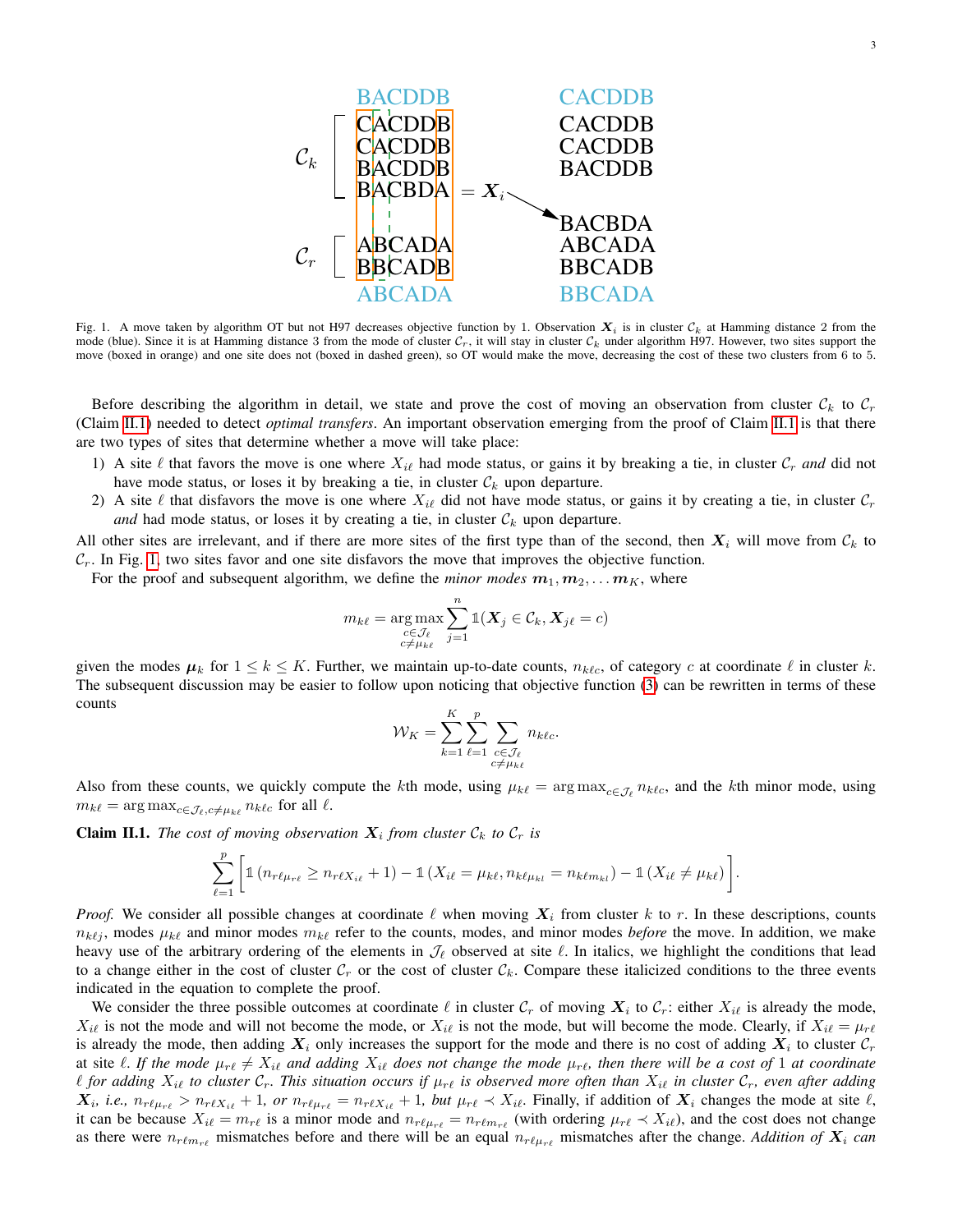BACDDB
CACDDB
CACDDB
BACDDB
BACBDA $= \boldsymbol{X}_i$
ABCADA
BBCADB
ABCADA

CACDDB
CACDDB
CACDDB
BACDDB
BACBDA
ABCADA
BBCADB
BBCADA

Fig. 1. A move taken by algorithm OT but not H97 decreases objective function by 1. Observation $\boldsymbol{X}_i$ is in cluster $\mathcal{C}_k$ at Hamming distance 2 from the mode (blue). Since it is at Hamming distance 3 from the mode of cluster $\mathcal{C}_r$, it will stay in cluster $\mathcal{C}_k$ under algorithm H97. However, two sites support the move (boxed in orange) and one site does not (boxed in dashed green), so OT would make the move, decreasing the cost of these two clusters from 6 to 5.

Before describing the algorithm in detail, we state and prove the cost of moving an observation from cluster $\mathcal{C}_k$ to $\mathcal{C}_r$ (Claim II.1) needed to detect *optimal transfers*. An important observation emerging from the proof of Claim II.1 is that there are two types of sites that determine whether a move will take place:

1) A site $\ell$ that favors the move is one where $X_{i\ell}$ had mode status, or gains it by breaking a tie, in cluster $\mathcal{C}_r$ *and* did not have mode status, or loses it by breaking a tie, in cluster $\mathcal{C}_k$ upon departure.
2) A site $\ell$ that disfavors the move is one where $X_{i\ell}$ did not have mode status, or gains it by creating a tie, in cluster $\mathcal{C}_r$ *and* had mode status, or loses it by creating a tie, in cluster $\mathcal{C}_k$ upon departure.

All other sites are irrelevant, and if there are more sites of the first type than of the second, then $\boldsymbol{X}_i$ will move from $\mathcal{C}_k$ to $\mathcal{C}_r$. In Fig. 1, two sites favor and one site disfavors the move that improves the objective function.

For the proof and subsequent algorithm, we define the *minor modes* $\boldsymbol{m}_1, \boldsymbol{m}_2, \ldots \boldsymbol{m}_K$, where

$$m_{k\ell} = \operatorname*{arg\,max}_{\substack{c \in \mathcal{J}_\ell \\ c \neq \mu_{k\ell}}} \sum_{j=1}^{n} \mathbb{1}(\boldsymbol{X}_j \in \mathcal{C}_k, \boldsymbol{X}_{j\ell} = c)$$

given the modes $\boldsymbol{\mu}_k$ for $1 \leq k \leq K$. Further, we maintain up-to-date counts, $n_{k\ell c}$, of category $c$ at coordinate $\ell$ in cluster $k$. The subsequent discussion may be easier to follow upon noticing that objective function (3) can be rewritten in terms of these counts

$$\mathcal{W}_K = \sum_{k=1}^{K} \sum_{\ell=1}^{p} \sum_{\substack{c \in \mathcal{J}_\ell \\ c \neq \mu_{k\ell}}} n_{k\ell c}.$$

Also from these counts, we quickly compute the $k$th mode, using $\mu_{k\ell} = \arg\max_{c \in \mathcal{J}_\ell} n_{k\ell c}$, and the $k$th minor mode, using $m_{k\ell} = \arg\max_{c \in \mathcal{J}_\ell, c \neq \mu_{k\ell}} n_{k\ell c}$ for all $\ell$.

**Claim II.1.** *The cost of moving observation $\boldsymbol{X}_i$ from cluster $\mathcal{C}_k$ to $\mathcal{C}_r$ is*

$$\sum_{\ell=1}^{p} \left[ \mathbb{1}\left(n_{r\ell\mu_{r\ell}} \geq n_{r\ell X_{i\ell}} + 1\right) - \mathbb{1}\left(X_{i\ell} = \mu_{k\ell}, n_{k\ell\mu_{kl}} = n_{k\ell m_{kl}}\right) - \mathbb{1}\left(X_{i\ell} \neq \mu_{k\ell}\right) \right].$$

*Proof.* We consider all possible changes at coordinate $\ell$ when moving $\boldsymbol{X}_i$ from cluster $k$ to $r$. In these descriptions, counts $n_{k\ell j}$, modes $\mu_{k\ell}$ and minor modes $m_{k\ell}$ refer to the counts, modes, and minor modes *before* the move. In addition, we make heavy use of the arbitrary ordering of the elements in $\mathcal{J}_\ell$ observed at site $\ell$. In italics, we highlight the conditions that lead to a change either in the cost of cluster $\mathcal{C}_r$ or the cost of cluster $\mathcal{C}_k$. Compare these italicized conditions to the three events indicated in the equation to complete the proof.

We consider the three possible outcomes at coordinate $\ell$ in cluster $\mathcal{C}_r$ of moving $\boldsymbol{X}_i$ to $\mathcal{C}_r$: either $X_{i\ell}$ is already the mode, $X_{i\ell}$ is not the mode and will not become the mode, or $X_{i\ell}$ is not the mode, but will become the mode. Clearly, if $X_{i\ell} = \mu_{r\ell}$ is already the mode, then adding $\boldsymbol{X}_i$ only increases the support for the mode and there is no cost of adding $\boldsymbol{X}_i$ to cluster $\mathcal{C}_r$ at site $\ell$. *If the mode $\mu_{r\ell} \neq X_{i\ell}$ and adding $X_{i\ell}$ does not change the mode $\mu_{r\ell}$, then there will be a cost of 1 at coordinate $\ell$ for adding $X_{i\ell}$ to cluster $\mathcal{C}_r$. This situation occurs if $\mu_{r\ell}$ is observed more often than $X_{i\ell}$ in cluster $\mathcal{C}_r$, even after adding $\boldsymbol{X}_i$, i.e., $n_{r\ell\mu_{r\ell}} > n_{r\ell X_{i\ell}} + 1$, or $n_{r\ell\mu_{r\ell}} = n_{r\ell X_{i\ell}} + 1$, but $\mu_{r\ell} \prec X_{i\ell}$.* Finally, if addition of $\boldsymbol{X}_i$ changes the mode at site $\ell$, it can be because $X_{i\ell} = m_{r\ell}$ is a minor mode and $n_{r\ell\mu_{r\ell}} = n_{r\ell m_{r\ell}}$ (with ordering $\mu_{r\ell} \prec X_{i\ell}$), and the cost does not change as there were $n_{r\ell m_{r\ell}}$ mismatches before and there will be an equal $n_{r\ell\mu_{r\ell}}$ mismatches after the change. *Addition of $\boldsymbol{X}_i$ can*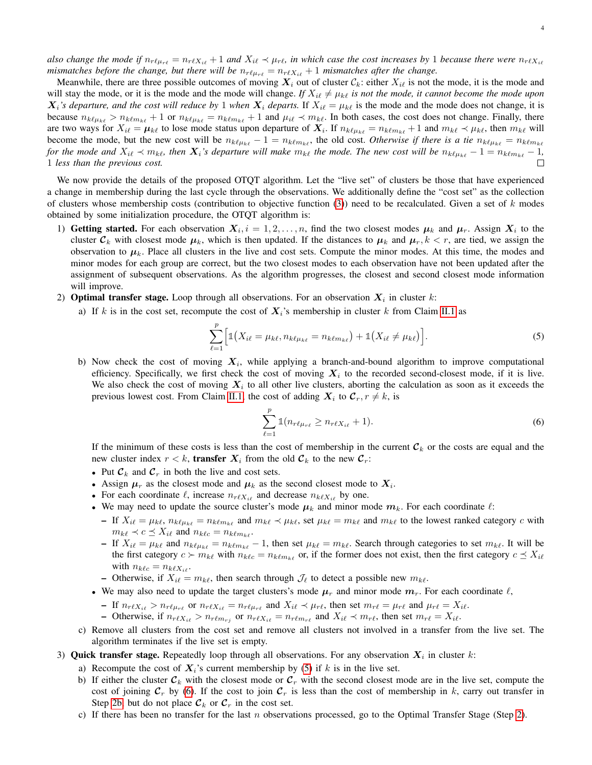*also change the mode if $n_{r\ell\mu_{r\ell}} = n_{r\ell X_{i\ell}} + 1$ and $X_{i\ell} \prec \mu_{r\ell}$, in which case the cost increases by 1 because there were $n_{r\ell X_{i\ell}}$ mismatches before the change, but there will be $n_{r\ell\mu_{r\ell}} = n_{r\ell X_{i\ell}} + 1$ mismatches after the change.*

Meanwhile, there are three possible outcomes of moving $\boldsymbol{X}_i$ out of cluster $\mathcal{C}_k$: either $X_{i\ell}$ is not the mode, it is the mode and will stay the mode, or it is the mode and the mode will change. *If $X_{i\ell} \neq \mu_{k\ell}$ is not the mode, it cannot become the mode upon $\boldsymbol{X}_i$'s departure, and the cost will reduce by 1 when $\boldsymbol{X}_i$ departs.* If $X_{i\ell} = \mu_{k\ell}$ is the mode and the mode does not change, it is because $n_{k\ell\mu_{k\ell}} > n_{k\ell m_{k\ell}} + 1$ or $n_{k\ell\mu_{k\ell}} = n_{k\ell m_{k\ell}} + 1$ and $\mu_{i\ell} \prec m_{k\ell}$. In both cases, the cost does not change. Finally, there are two ways for $X_{i\ell} = \boldsymbol{\mu}_{k\ell}$ to lose mode status upon departure of $\boldsymbol{X}_i$. If $n_{k\ell\mu_{k\ell}} = n_{k\ell m_{k\ell}} + 1$ and $m_{k\ell} \prec \mu_{k\ell}$, then $m_{k\ell}$ will become the mode, but the new cost will be $n_{k\ell\mu_{k\ell}} - 1 = n_{k\ell m_{k\ell}}$, the old cost. *Otherwise if there is a tie $n_{k\ell\mu_{k\ell}} = n_{k\ell m_{k\ell}}$ for the mode and $X_{i\ell} \prec m_{k\ell}$, then $\boldsymbol{X}_i$'s departure will make $m_{k\ell}$ the mode. The new cost will be $n_{k\ell\mu_{k\ell}} - 1 = n_{k\ell m_{k\ell}} - 1$, 1 less than the previous cost.* □

We now provide the details of the proposed OTQT algorithm. Let the "live set" of clusters be those that have experienced a change in membership during the last cycle through the observations. We additionally define the "cost set" as the collection of clusters whose membership costs (contribution to objective function (3)) need to be recalculated. Given a set of $k$ modes obtained by some initialization procedure, the OTQT algorithm is:

1) **Getting started.** For each observation $\boldsymbol{X}_i, i = 1, 2, \ldots, n$, find the two closest modes $\boldsymbol{\mu}_k$ and $\boldsymbol{\mu}_r$. Assign $\boldsymbol{X}_i$ to the cluster $\boldsymbol{\mathcal{C}}_k$ with closest mode $\boldsymbol{\mu}_k$, which is then updated. If the distances to $\boldsymbol{\mu}_k$ and $\boldsymbol{\mu}_r, k < r$, are tied, we assign the observation to $\boldsymbol{\mu}_k$. Place all clusters in the live and cost sets. Compute the minor modes. At this time, the modes and minor modes for each group are correct, but the two closest modes to each observation have not been updated after the assignment of subsequent observations. As the algorithm progresses, the closest and second closest mode information will improve.
2) **Optimal transfer stage.** Loop through all observations. For an observation $\boldsymbol{X}_i$ in cluster $k$:
   a) If $k$ is in the cost set, recompute the cost of $\boldsymbol{X}_i$'s membership in cluster $k$ from Claim II.1 as
   $$\sum_{\ell=1}^{p}\Big[\mathbb{1}\big(X_{i\ell} = \mu_{k\ell}, n_{k\ell\mu_{k\ell}} = n_{k\ell m_{k\ell}}\big) + \mathbb{1}\big(X_{i\ell} \neq \mu_{k\ell}\big)\Big]. \tag{5}$$
   b) Now check the cost of moving $\boldsymbol{X}_i$, while applying a branch-and-bound algorithm to improve computational efficiency. Specifically, we first check the cost of moving $\boldsymbol{X}_i$ to the recorded second-closest mode, if it is live. We also check the cost of moving $\boldsymbol{X}_i$ to all other live clusters, aborting the calculation as soon as it exceeds the previous lowest cost. From Claim II.1, the cost of adding $\boldsymbol{X}_i$ to $\boldsymbol{\mathcal{C}}_r, r \neq k$, is
   $$\sum_{\ell=1}^{p}\mathbb{1}(n_{r\ell\mu_{r\ell}} \geq n_{r\ell X_{i\ell}} + 1). \tag{6}$$
   If the minimum of these costs is less than the cost of membership in the current $\boldsymbol{\mathcal{C}}_k$ or the costs are equal and the new cluster index $r < k$, **transfer** $\boldsymbol{X}_i$ from the old $\boldsymbol{\mathcal{C}}_k$ to the new $\boldsymbol{\mathcal{C}}_r$:
   - Put $\boldsymbol{\mathcal{C}}_k$ and $\boldsymbol{\mathcal{C}}_r$ in both the live and cost sets.
   - Assign $\boldsymbol{\mu}_r$ as the closest mode and $\boldsymbol{\mu}_k$ as the second closest mode to $\boldsymbol{X}_i$.
   - For each coordinate $\ell$, increase $n_{r\ell X_{i\ell}}$ and decrease $n_{k\ell X_{i\ell}}$ by one.
   - We may need to update the source cluster's mode $\boldsymbol{\mu}_k$ and minor mode $\boldsymbol{m}_k$. For each coordinate $\ell$:
     - If $X_{i\ell} = \mu_{k\ell}$, $n_{k\ell\mu_{k\ell}} = n_{k\ell m_{k\ell}}$ and $m_{k\ell} \prec \mu_{k\ell}$, set $\mu_{k\ell} = m_{k\ell}$ and $m_{k\ell}$ to the lowest ranked category $c$ with $m_{k\ell} \prec c \preceq X_{i\ell}$ and $n_{k\ell c} = n_{k\ell m_{k\ell}}$.
     - If $X_{i\ell} = \mu_{k\ell}$ and $n_{k\ell\mu_{k\ell}} = n_{k\ell m_{k\ell}} - 1$, then set $\mu_{k\ell} = m_{k\ell}$. Search through categories to set $m_{k\ell}$. It will be the first category $c \succ m_{k\ell}$ with $n_{k\ell c} = n_{k\ell m_{k\ell}}$ or, if the former does not exist, then the first category $c \preceq X_{i\ell}$ with $n_{k\ell c} = n_{k\ell X_{i\ell}}$.
     - Otherwise, if $X_{i\ell} = m_{k\ell}$, then search through $\mathcal{J}_\ell$ to detect a possible new $m_{k\ell}$.
   - We may also need to update the target clusters's mode $\boldsymbol{\mu}_r$ and minor mode $\boldsymbol{m}_r$. For each coordinate $\ell$,
     - If $n_{r\ell X_{i\ell}} > n_{r\ell\mu_{r\ell}}$ or $n_{r\ell X_{i\ell}} = n_{r\ell\mu_{r\ell}}$ and $X_{i\ell} \prec \mu_{r\ell}$, then set $m_{r\ell} = \mu_{r\ell}$ and $\mu_{r\ell} = X_{i\ell}$.
     - Otherwise, if $n_{r\ell X_{i\ell}} > n_{r\ell m_{rj}}$ or $n_{r\ell X_{i\ell}} = n_{r\ell m_{r\ell}}$ and $X_{i\ell} \prec m_{r\ell}$, then set $m_{r\ell} = X_{i\ell}$.
   c) Remove all clusters from the cost set and remove all clusters not involved in a transfer from the live set. The algorithm terminates if the live set is empty.
3) **Quick transfer stage.** Repeatedly loop through all observations. For any observation $\boldsymbol{X}_i$ in cluster $k$:
   a) Recompute the cost of $\boldsymbol{X}_i$'s current membership by (5) if $k$ is in the live set.
   b) If either the cluster $\boldsymbol{\mathcal{C}}_k$ with the closest mode or $\boldsymbol{\mathcal{C}}_r$ with the second closest mode are in the live set, compute the cost of joining $\boldsymbol{\mathcal{C}}_r$ by (6). If the cost to join $\boldsymbol{\mathcal{C}}_r$ is less than the cost of membership in $k$, carry out transfer in Step 2b, but do not place $\boldsymbol{\mathcal{C}}_k$ or $\boldsymbol{\mathcal{C}}_r$ in the cost set.
   c) If there has been no transfer for the last $n$ observations processed, go to the Optimal Transfer Stage (Step 2).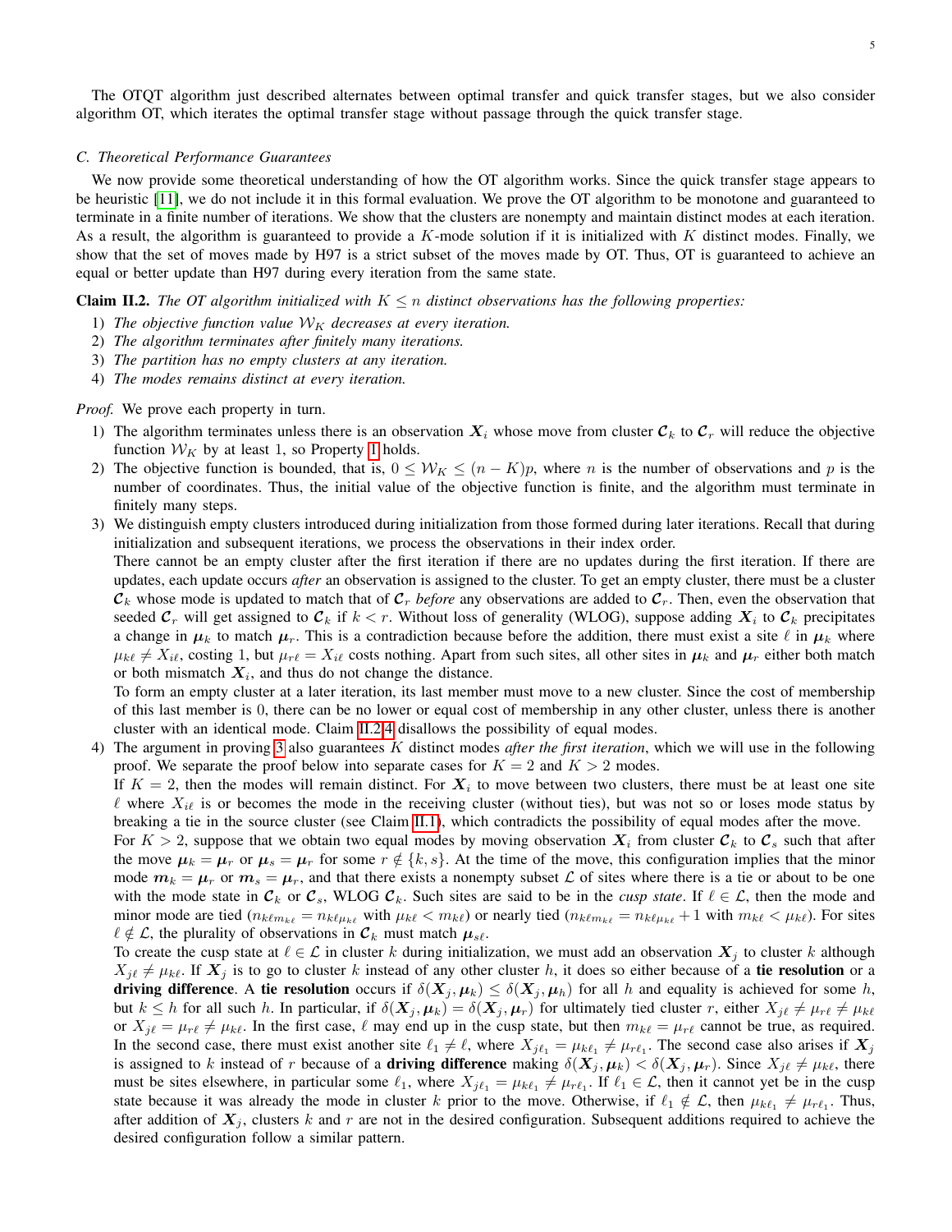The OTQT algorithm just described alternates between optimal transfer and quick transfer stages, but we also consider algorithm OT, which iterates the optimal transfer stage without passage through the quick transfer stage.

### C. Theoretical Performance Guarantees

We now provide some theoretical understanding of how the OT algorithm works. Since the quick transfer stage appears to be heuristic [11], we do not include it in this formal evaluation. We prove the OT algorithm to be monotone and guaranteed to terminate in a finite number of iterations. We show that the clusters are nonempty and maintain distinct modes at each iteration. As a result, the algorithm is guaranteed to provide a $K$-mode solution if it is initialized with $K$ distinct modes. Finally, we show that the set of moves made by H97 is a strict subset of the moves made by OT. Thus, OT is guaranteed to achieve an equal or better update than H97 during every iteration from the same state.

**Claim II.2.** *The OT algorithm initialized with $K \leq n$ distinct observations has the following properties:*

1) *The objective function value $\mathcal{W}_K$ decreases at every iteration.*
2) *The algorithm terminates after finitely many iterations.*
3) *The partition has no empty clusters at any iteration.*
4) *The modes remains distinct at every iteration.*

*Proof.* We prove each property in turn.

1) The algorithm terminates unless there is an observation $\boldsymbol{X}_i$ whose move from cluster $\mathcal{C}_k$ to $\mathcal{C}_r$ will reduce the objective function $\mathcal{W}_K$ by at least 1, so Property 1 holds.
2) The objective function is bounded, that is, $0 \leq \mathcal{W}_K \leq (n-K)p$, where $n$ is the number of observations and $p$ is the number of coordinates. Thus, the initial value of the objective function is finite, and the algorithm must terminate in finitely many steps.
3) We distinguish empty clusters introduced during initialization from those formed during later iterations. Recall that during initialization and subsequent iterations, we process the observations in their index order.
There cannot be an empty cluster after the first iteration if there are no updates during the first iteration. If there are updates, each update occurs *after* an observation is assigned to the cluster. To get an empty cluster, there must be a cluster $\mathcal{C}_k$ whose mode is updated to match that of $\mathcal{C}_r$ *before* any observations are added to $\mathcal{C}_r$. Then, even the observation that seeded $\mathcal{C}_r$ will get assigned to $\mathcal{C}_k$ if $k < r$. Without loss of generality (WLOG), suppose adding $\boldsymbol{X}_i$ to $\mathcal{C}_k$ precipitates a change in $\boldsymbol{\mu}_k$ to match $\boldsymbol{\mu}_r$. This is a contradiction because before the addition, there must exist a site $\ell$ in $\boldsymbol{\mu}_k$ where $\mu_{k\ell} \neq X_{i\ell}$, costing 1, but $\mu_{r\ell} = X_{i\ell}$ costs nothing. Apart from such sites, all other sites in $\boldsymbol{\mu}_k$ and $\boldsymbol{\mu}_r$ either both match or both mismatch $\boldsymbol{X}_i$, and thus do not change the distance.
To form an empty cluster at a later iteration, its last member must move to a new cluster. Since the cost of membership of this last member is 0, there can be no lower or equal cost of membership in any other cluster, unless there is another cluster with an identical mode. Claim II.2.4 disallows the possibility of equal modes.
4) The argument in proving 3 also guarantees $K$ distinct modes *after the first iteration*, which we will use in the following proof. We separate the proof below into separate cases for $K = 2$ and $K > 2$ modes.
If $K = 2$, then the modes will remain distinct. For $\boldsymbol{X}_i$ to move between two clusters, there must be at least one site $\ell$ where $X_{i\ell}$ is or becomes the mode in the receiving cluster (without ties), but was not so or loses mode status by breaking a tie in the source cluster (see Claim II.1), which contradicts the possibility of equal modes after the move.
For $K > 2$, suppose that we obtain two equal modes by moving observation $\boldsymbol{X}_i$ from cluster $\mathcal{C}_k$ to $\mathcal{C}_s$ such that after the move $\boldsymbol{\mu}_k = \boldsymbol{\mu}_r$ or $\boldsymbol{\mu}_s = \boldsymbol{\mu}_r$ for some $r \notin \{k, s\}$. At the time of the move, this configuration implies that the minor mode $\boldsymbol{m}_k = \boldsymbol{\mu}_r$ or $\boldsymbol{m}_s = \boldsymbol{\mu}_r$, and that there exists a nonempty subset $\mathcal{L}$ of sites where there is a tie or about to be one with the mode state in $\mathcal{C}_k$ or $\mathcal{C}_s$, WLOG $\mathcal{C}_k$. Such sites are said to be in the *cusp state*. If $\ell \in \mathcal{L}$, then the mode and minor mode are tied ($n_{k\ell m_{k\ell}} = n_{k\ell\mu_{k\ell}}$ with $\mu_{k\ell} < m_{k\ell}$) or nearly tied ($n_{k\ell m_{k\ell}} = n_{k\ell\mu_{k\ell}} + 1$ with $m_{k\ell} < \mu_{k\ell}$). For sites $\ell \notin \mathcal{L}$, the plurality of observations in $\mathcal{C}_k$ must match $\boldsymbol{\mu}_{s\ell}$.
To create the cusp state at $\ell \in \mathcal{L}$ in cluster $k$ during initialization, we must add an observation $\boldsymbol{X}_j$ to cluster $k$ although $X_{j\ell} \neq \mu_{k\ell}$. If $\boldsymbol{X}_j$ is to go to cluster $k$ instead of any other cluster $h$, it does so either because of a **tie resolution** or a **driving difference**. A **tie resolution** occurs if $\delta(\boldsymbol{X}_j, \boldsymbol{\mu}_k) \leq \delta(\boldsymbol{X}_j, \boldsymbol{\mu}_h)$ for all $h$ and equality is achieved for some $h$, but $k \leq h$ for all such $h$. In particular, if $\delta(\boldsymbol{X}_j, \boldsymbol{\mu}_k) = \delta(\boldsymbol{X}_j, \boldsymbol{\mu}_r)$ for ultimately tied cluster $r$, either $X_{j\ell} \neq \mu_{r\ell} \neq \mu_{k\ell}$ or $X_{j\ell} = \mu_{r\ell} \neq \mu_{k\ell}$. In the first case, $\ell$ may end up in the cusp state, but then $m_{k\ell} = \mu_{r\ell}$ cannot be true, as required. In the second case, there must exist another site $\ell_1 \neq \ell$, where $X_{j\ell_1} = \mu_{k\ell_1} \neq \mu_{r\ell_1}$. The second case also arises if $\boldsymbol{X}_j$ is assigned to $k$ instead of $r$ because of a **driving difference** making $\delta(\boldsymbol{X}_j, \boldsymbol{\mu}_k) < \delta(\boldsymbol{X}_j, \boldsymbol{\mu}_r)$. Since $X_{j\ell} \neq \mu_{k\ell}$, there must be sites elsewhere, in particular some $\ell_1$, where $X_{j\ell_1} = \mu_{k\ell_1} \neq \mu_{r\ell_1}$. If $\ell_1 \in \mathcal{L}$, then it cannot yet be in the cusp state because it was already the mode in cluster $k$ prior to the move. Otherwise, if $\ell_1 \notin \mathcal{L}$, then $\mu_{k\ell_1} \neq \mu_{r\ell_1}$. Thus, after addition of $\boldsymbol{X}_j$, clusters $k$ and $r$ are not in the desired configuration. Subsequent additions required to achieve the desired configuration follow a similar pattern.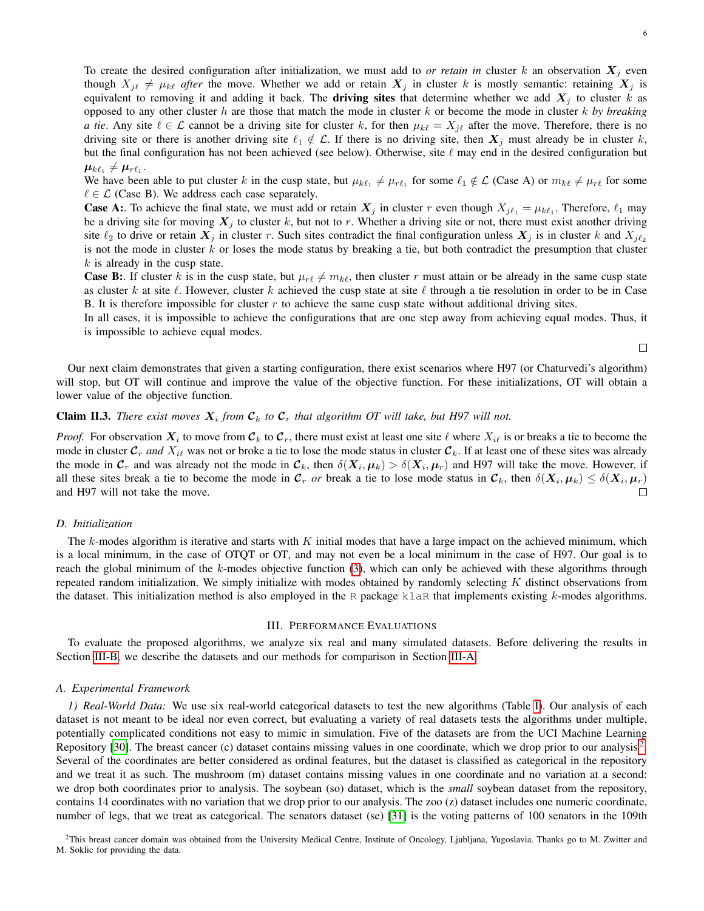To create the desired configuration after initialization, we must add to *or retain in* cluster $k$ an observation $\boldsymbol{X}_j$ even though $X_{j\ell} \neq \mu_{k\ell}$ *after* the move. Whether we add or retain $\boldsymbol{X}_j$ in cluster $k$ is mostly semantic: retaining $\boldsymbol{X}_j$ is equivalent to removing it and adding it back. The **driving sites** that determine whether we add $\boldsymbol{X}_j$ to cluster $k$ as opposed to any other cluster $h$ are those that match the mode in cluster $k$ or become the mode in cluster $k$ *by breaking a tie*. Any site $\ell \in \mathcal{L}$ cannot be a driving site for cluster $k$, for then $\mu_{k\ell} = X_{j\ell}$ after the move. Therefore, there is no driving site or there is another driving site $\ell_1 \notin \mathcal{L}$. If there is no driving site, then $\boldsymbol{X}_j$ must already be in cluster $k$, but the final configuration has not been achieved (see below). Otherwise, site $\ell$ may end in the desired configuration but $\boldsymbol{\mu}_{k\ell_1} \neq \boldsymbol{\mu}_{r\ell_1}$.

We have been able to put cluster $k$ in the cusp state, but $\mu_{k\ell_1} \neq \mu_{r\ell_1}$ for some $\ell_1 \notin \mathcal{L}$ (Case A) or $m_{k\ell} \neq \mu_{r\ell}$ for some $\ell \in \mathcal{L}$ (Case B). We address each case separately.

**Case A:**. To achieve the final state, we must add or retain $\boldsymbol{X}_j$ in cluster $r$ even though $X_{j\ell_1} = \mu_{k\ell_1}$. Therefore, $\ell_1$ may be a driving site for moving $\boldsymbol{X}_j$ to cluster $k$, but not to $r$. Whether a driving site or not, there must exist another driving site $\ell_2$ to drive or retain $\boldsymbol{X}_j$ in cluster $r$. Such sites contradict the final configuration unless $\boldsymbol{X}_j$ is in cluster $k$ and $X_{j\ell_2}$ is not the mode in cluster $k$ or loses the mode status by breaking a tie, but both contradict the presumption that cluster $k$ is already in the cusp state.

**Case B:**. If cluster $k$ is in the cusp state, but $\mu_{r\ell} \neq m_{k\ell}$, then cluster $r$ must attain or be already in the same cusp state as cluster $k$ at site $\ell$. However, cluster $k$ achieved the cusp state at site $\ell$ through a tie resolution in order to be in Case B. It is therefore impossible for cluster $r$ to achieve the same cusp state without additional driving sites.

In all cases, it is impossible to achieve the configurations that are one step away from achieving equal modes. Thus, it is impossible to achieve equal modes. □

Our next claim demonstrates that given a starting configuration, there exist scenarios where H97 (or Chaturvedi's algorithm) will stop, but OT will continue and improve the value of the objective function. For these initializations, OT will obtain a lower value of the objective function.

**Claim II.3.** *There exist moves $\boldsymbol{X}_i$ from $\boldsymbol{\mathcal{C}}_k$ to $\boldsymbol{\mathcal{C}}_r$ that algorithm OT will take, but H97 will not.*

*Proof.* For observation $\boldsymbol{X}_i$ to move from $\boldsymbol{\mathcal{C}}_k$ to $\boldsymbol{\mathcal{C}}_r$, there must exist at least one site $\ell$ where $X_{i\ell}$ is or breaks a tie to become the mode in cluster $\boldsymbol{\mathcal{C}}_r$ *and* $X_{i\ell}$ was not or broke a tie to lose the mode status in cluster $\boldsymbol{\mathcal{C}}_k$. If at least one of these sites was already the mode in $\boldsymbol{\mathcal{C}}_r$ and was already not the mode in $\boldsymbol{\mathcal{C}}_k$, then $\delta(\boldsymbol{X}_i, \boldsymbol{\mu}_k) > \delta(\boldsymbol{X}_i, \boldsymbol{\mu}_r)$ and H97 will take the move. However, if all these sites break a tie to become the mode in $\boldsymbol{\mathcal{C}}_r$ *or* break a tie to lose mode status in $\boldsymbol{\mathcal{C}}_k$, then $\delta(\boldsymbol{X}_i, \boldsymbol{\mu}_k) \leq \delta(\boldsymbol{X}_i, \boldsymbol{\mu}_r)$ and H97 will not take the move. □

### D. Initialization

The $k$-modes algorithm is iterative and starts with $K$ initial modes that have a large impact on the achieved minimum, which is a local minimum, in the case of OTQT or OT, and may not even be a local minimum in the case of H97. Our goal is to reach the global minimum of the $k$-modes objective function (3), which can only be achieved with these algorithms through repeated random initialization. We simply initialize with modes obtained by randomly selecting $K$ distinct observations from the dataset. This initialization method is also employed in the R package klaR that implements existing $k$-modes algorithms.

## III. Performance Evaluations

To evaluate the proposed algorithms, we analyze six real and many simulated datasets. Before delivering the results in Section III-B, we describe the datasets and our methods for comparison in Section III-A.

### A. Experimental Framework

*1) Real-World Data:* We use six real-world categorical datasets to test the new algorithms (Table I). Our analysis of each dataset is not meant to be ideal nor even correct, but evaluating a variety of real datasets tests the algorithms under multiple, potentially complicated conditions not easy to mimic in simulation. Five of the datasets are from the UCI Machine Learning Repository [30]. The breast cancer (c) dataset contains missing values in one coordinate, which we drop prior to our analysis[2]. Several of the coordinates are better considered as ordinal features, but the dataset is classified as categorical in the repository and we treat it as such. The mushroom (m) dataset contains missing values in one coordinate and no variation at a second: we drop both coordinates prior to analysis. The soybean (so) dataset, which is the *small* soybean dataset from the repository, contains 14 coordinates with no variation that we drop prior to our analysis. The zoo (z) dataset includes one numeric coordinate, number of legs, that we treat as categorical. The senators dataset (se) [31] is the voting patterns of 100 senators in the 109th

[2] This breast cancer domain was obtained from the University Medical Centre, Institute of Oncology, Ljubljana, Yugoslavia. Thanks go to M. Zwitter and M. Soklic for providing the data.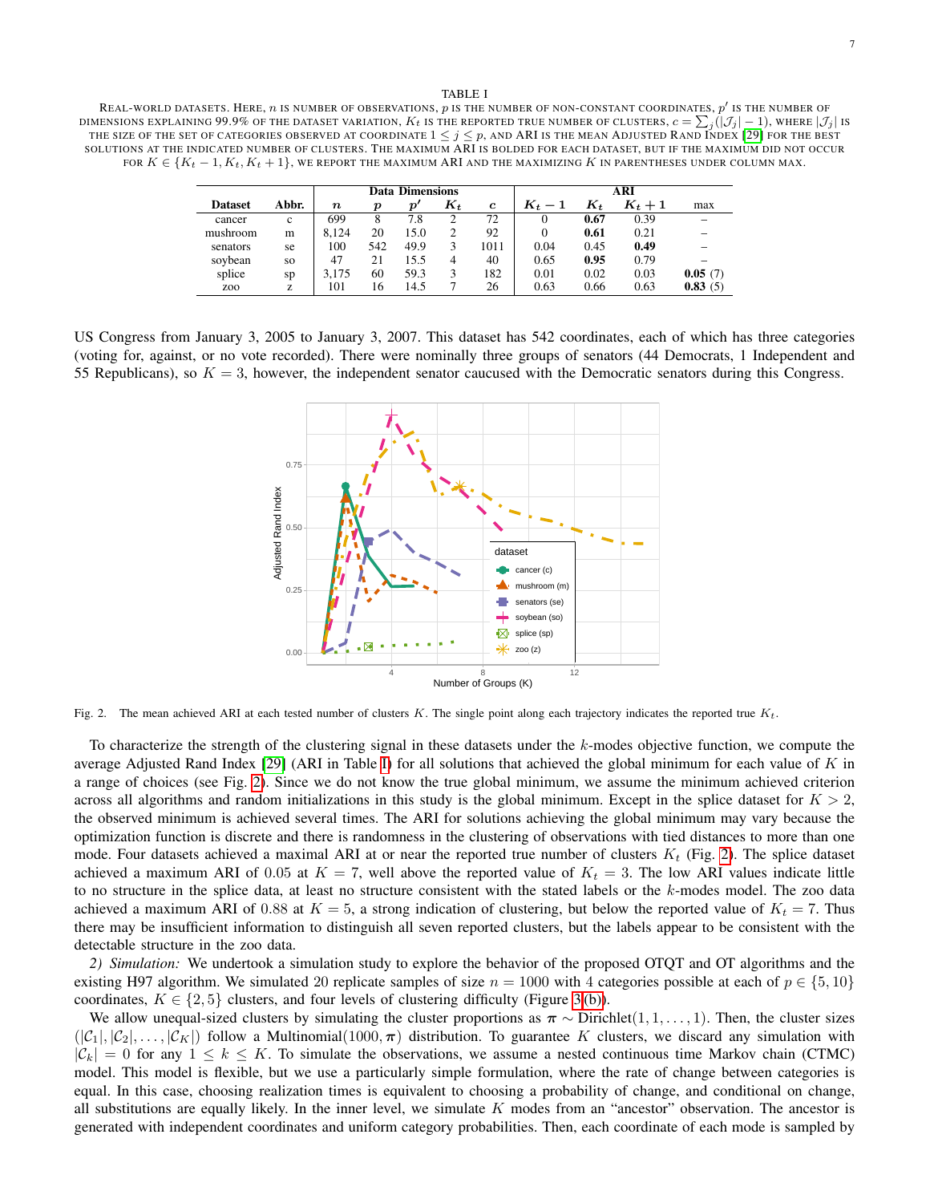TABLE I

REAL-WORLD DATASETS. HERE, $n$ IS NUMBER OF OBSERVATIONS, $p$ IS THE NUMBER OF NON-CONSTANT COORDINATES, $p'$ IS THE NUMBER OF DIMENSIONS EXPLAINING 99.9% OF THE DATASET VARIATION, $K_t$ IS THE REPORTED TRUE NUMBER OF CLUSTERS, $c = \sum_j (|\mathcal{J}_j| - 1)$, WHERE $|\mathcal{J}_j|$ IS THE SIZE OF THE SET OF CATEGORIES OBSERVED AT COORDINATE $1 \leq j \leq p$, AND ARI IS THE MEAN ADJUSTED RAND INDEX [29] FOR THE BEST SOLUTIONS AT THE INDICATED NUMBER OF CLUSTERS. THE MAXIMUM ARI IS BOLDED FOR EACH DATASET, BUT IF THE MAXIMUM DID NOT OCCUR FOR $K \in \{K_t - 1, K_t, K_t + 1\}$, WE REPORT THE MAXIMUM ARI AND THE MAXIMIZING $K$ IN PARENTHESES UNDER COLUMN MAX.

| | | Data Dimensions | | | | | ARI | | | |
|---|---|---|---|---|---|---|---|---|---|---|
| **Dataset** | **Abbr.** | $n$ | $p$ | $p'$ | $K_t$ | $c$ | $K_t - 1$ | $K_t$ | $K_t + 1$ | max |
| cancer | c | 699 | 8 | 7.8 | 2 | 72 | 0 | **0.67** | 0.39 | – |
| mushroom | m | 8,124 | 20 | 15.0 | 2 | 92 | 0 | **0.61** | 0.21 | – |
| senators | se | 100 | 542 | 49.9 | 3 | 1011 | 0.04 | 0.45 | **0.49** | – |
| soybean | so | 47 | 21 | 15.5 | 4 | 40 | 0.65 | **0.95** | 0.79 | – |
| splice | sp | 3,175 | 60 | 59.3 | 3 | 182 | 0.01 | 0.02 | 0.03 | **0.05** (7) |
| zoo | z | 101 | 16 | 14.5 | 7 | 26 | 0.63 | 0.66 | 0.63 | **0.83** (5) |

US Congress from January 3, 2005 to January 3, 2007. This dataset has 542 coordinates, each of which has three categories (voting for, against, or no vote recorded). There were nominally three groups of senators (44 Democrats, 1 Independent and 55 Republicans), so $K = 3$, however, the independent senator caucused with the Democratic senators during this Congress.

Fig. 2. The mean achieved ARI at each tested number of clusters $K$. The single point along each trajectory indicates the reported true $K_t$.

To characterize the strength of the clustering signal in these datasets under the $k$-modes objective function, we compute the average Adjusted Rand Index [29] (ARI in Table I) for all solutions that achieved the global minimum for each value of $K$ in a range of choices (see Fig. 2). Since we do not know the true global minimum, we assume the minimum achieved criterion across all algorithms and random initializations in this study is the global minimum. Except in the splice dataset for $K > 2$, the observed minimum is achieved several times. The ARI for solutions achieving the global minimum may vary because the optimization function is discrete and there is randomness in the clustering of observations with tied distances to more than one mode. Four datasets achieved a maximal ARI at or near the reported true number of clusters $K_t$ (Fig. 2). The splice dataset achieved a maximum ARI of 0.05 at $K = 7$, well above the reported value of $K_t = 3$. The low ARI values indicate little to no structure in the splice data, at least no structure consistent with the stated labels or the $k$-modes model. The zoo data achieved a maximum ARI of 0.88 at $K = 5$, a strong indication of clustering, but below the reported value of $K_t = 7$. Thus there may be insufficient information to distinguish all seven reported clusters, but the labels appear to be consistent with the detectable structure in the zoo data.

*2) Simulation:* We undertook a simulation study to explore the behavior of the proposed OTQT and OT algorithms and the existing H97 algorithm. We simulated 20 replicate samples of size $n = 1000$ with 4 categories possible at each of $p \in \{5, 10\}$ coordinates, $K \in \{2, 5\}$ clusters, and four levels of clustering difficulty (Figure 3(b)).

We allow unequal-sized clusters by simulating the cluster proportions as $\boldsymbol{\pi} \sim \text{Dirichlet}(1, 1, \ldots, 1)$. Then, the cluster sizes $(|\mathcal{C}_1|, |\mathcal{C}_2|, \ldots, |\mathcal{C}_K|)$ follow a Multinomial$(1000, \boldsymbol{\pi})$ distribution. To guarantee $K$ clusters, we discard any simulation with $|\mathcal{C}_k| = 0$ for any $1 \leq k \leq K$. To simulate the observations, we assume a nested continuous time Markov chain (CTMC) model. This model is flexible, but we use a particularly simple formulation, where the rate of change between categories is equal. In this case, choosing realization times is equivalent to choosing a probability of change, and conditional on change, all substitutions are equally likely. In the inner level, we simulate $K$ modes from an "ancestor" observation. The ancestor is generated with independent coordinates and uniform category probabilities. Then, each coordinate of each mode is sampled by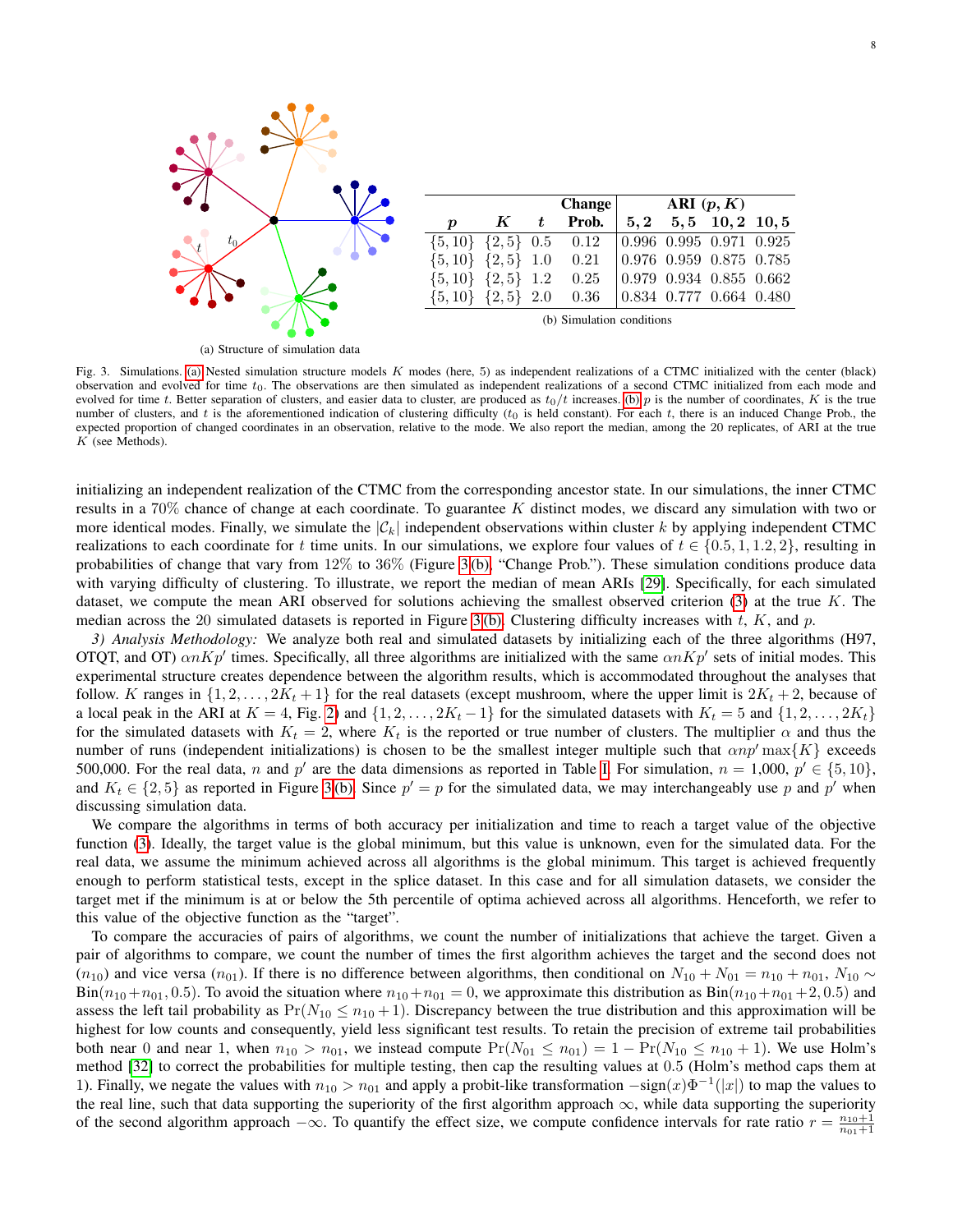| $p$ | $K$ | $t$ | Change Prob. | ARI $(p, K)$ $5, 2$ | $5, 5$ | $10, 2$ | $10, 5$ |
|---|---|---|---|---|---|---|---|
| $\{5, 10\}$ | $\{2, 5\}$ | 0.5 | 0.12 | 0.996 | 0.995 | 0.971 | 0.925 |
| $\{5, 10\}$ | $\{2, 5\}$ | 1.0 | 0.21 | 0.976 | 0.959 | 0.875 | 0.785 |
| $\{5, 10\}$ | $\{2, 5\}$ | 1.2 | 0.25 | 0.979 | 0.934 | 0.855 | 0.662 |
| $\{5, 10\}$ | $\{2, 5\}$ | 2.0 | 0.36 | 0.834 | 0.777 | 0.664 | 0.480 |

(a) Structure of simulation data

(b) Simulation conditions

Fig. 3. Simulations. (a) Nested simulation structure models $K$ modes (here, 5) as independent realizations of a CTMC initialized with the center (black) observation and evolved for time $t_0$. The observations are then simulated as independent realizations of a second CTMC initialized from each mode and evolved for time $t$. Better separation of clusters, and easier data to cluster, are produced as $t_0/t$ increases. (b) $p$ is the number of coordinates, $K$ is the true number of clusters, and $t$ is the aforementioned indication of clustering difficulty ($t_0$ is held constant). For each $t$, there is an induced Change Prob., the expected proportion of changed coordinates in an observation, relative to the mode. We also report the median, among the 20 replicates, of ARI at the true $K$ (see Methods).

initializing an independent realization of the CTMC from the corresponding ancestor state. In our simulations, the inner CTMC results in a 70% chance of change at each coordinate. To guarantee $K$ distinct modes, we discard any simulation with two or more identical modes. Finally, we simulate the $|\mathcal{C}_k|$ independent observations within cluster $k$ by applying independent CTMC realizations to each coordinate for $t$ time units. In our simulations, we explore four values of $t \in \{0.5, 1, 1.2, 2\}$, resulting in probabilities of change that vary from 12% to 36% (Figure 3(b), "Change Prob."). These simulation conditions produce data with varying difficulty of clustering. To illustrate, we report the median of mean ARIs [29]. Specifically, for each simulated dataset, we compute the mean ARI observed for solutions achieving the smallest observed criterion (3) at the true $K$. The median across the 20 simulated datasets is reported in Figure 3(b). Clustering difficulty increases with $t$, $K$, and $p$.

*3) Analysis Methodology:* We analyze both real and simulated datasets by initializing each of the three algorithms (H97, OTQT, and OT) $\alpha nKp'$ times. Specifically, all three algorithms are initialized with the same $\alpha nKp'$ sets of initial modes. This experimental structure creates dependence between the algorithm results, which is accommodated throughout the analyses that follow. $K$ ranges in $\{1, 2, \ldots, 2K_t + 1\}$ for the real datasets (except mushroom, where the upper limit is $2K_t + 2$, because of a local peak in the ARI at $K = 4$, Fig. 2) and $\{1, 2, \ldots, 2K_t - 1\}$ for the simulated datasets with $K_t = 5$ and $\{1, 2, \ldots, 2K_t\}$ for the simulated datasets with $K_t = 2$, where $K_t$ is the reported or true number of clusters. The multiplier $\alpha$ and thus the number of runs (independent initializations) is chosen to be the smallest integer multiple such that $\alpha np' \max\{K\}$ exceeds 500,000. For the real data, $n$ and $p'$ are the data dimensions as reported in Table I. For simulation, $n = 1{,}000$, $p' \in \{5, 10\}$, and $K_t \in \{2, 5\}$ as reported in Figure 3(b). Since $p' = p$ for the simulated data, we may interchangeably use $p$ and $p'$ when discussing simulation data.

We compare the algorithms in terms of both accuracy per initialization and time to reach a target value of the objective function (3). Ideally, the target value is the global minimum, but this value is unknown, even for the simulated data. For the real data, we assume the minimum achieved across all algorithms is the global minimum. This target is achieved frequently enough to perform statistical tests, except in the splice dataset. In this case and for all simulation datasets, we consider the target met if the minimum is at or below the 5th percentile of optima achieved across all algorithms. Henceforth, we refer to this value of the objective function as the "target".

To compare the accuracies of pairs of algorithms, we count the number of initializations that achieve the target. Given a pair of algorithms to compare, we count the number of times the first algorithm achieves the target and the second does not ($n_{10}$) and vice versa ($n_{01}$). If there is no difference between algorithms, then conditional on $N_{10} + N_{01} = n_{10} + n_{01}$, $N_{10} \sim \text{Bin}(n_{10} + n_{01}, 0.5)$. To avoid the situation where $n_{10} + n_{01} = 0$, we approximate this distribution as $\text{Bin}(n_{10} + n_{01} + 2, 0.5)$ and assess the left tail probability as $\Pr(N_{10} \leq n_{10} + 1)$. Discrepancy between the true distribution and this approximation will be highest for low counts and consequently, yield less significant test results. To retain the precision of extreme tail probabilities both near 0 and near 1, when $n_{10} > n_{01}$, we instead compute $\Pr(N_{01} \leq n_{01}) = 1 - \Pr(N_{10} \leq n_{10} + 1)$. We use Holm's method [32] to correct the probabilities for multiple testing, then cap the resulting values at 0.5 (Holm's method caps them at 1). Finally, we negate the values with $n_{10} > n_{01}$ and apply a probit-like transformation $-\text{sign}(x)\Phi^{-1}(|x|)$ to map the values to the real line, such that data supporting the superiority of the first algorithm approach $\infty$, while data supporting the superiority of the second algorithm approach $-\infty$. To quantify the effect size, we compute confidence intervals for rate ratio $r = \frac{n_{10}+1}{n_{01}+1}$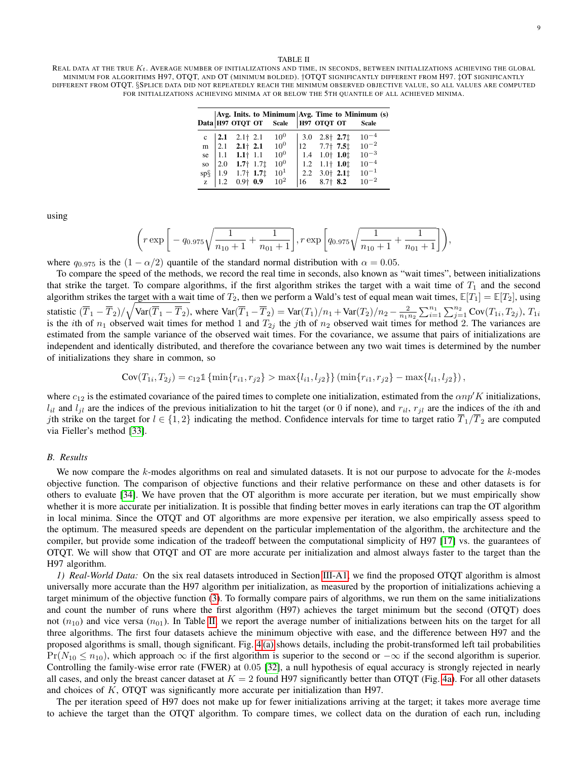TABLE II

REAL DATA AT THE TRUE $K_t$. AVERAGE NUMBER OF INITIALIZATIONS AND TIME, IN SECONDS, BETWEEN INITIALIZATIONS ACHIEVING THE GLOBAL MINIMUM FOR ALGORITHMS H97, OTQT, AND OT (MINIMUM BOLDED). †OTQT SIGNIFICANTLY DIFFERENT FROM H97. ‡OT SIGNIFICANTLY DIFFERENT FROM OTQT. §SPLICE DATA DID NOT REPEATEDLY REACH THE MINIMUM OBSERVED OBJECTIVE VALUE, SO ALL VALUES ARE COMPUTED FOR INITIALIZATIONS ACHIEVING MINIMA AT OR BELOW THE 5TH QUANTILE OF ALL ACHIEVED MINIMA.

| | Avg. Inits. to Minimum | | | | Avg. Time to Minimum (s) | | | |
|---|---|---|---|---|---|---|---|---|
| Data | H97 | OTQT | OT | Scale | H97 | OTQT | OT | Scale |
| c | **2.1** | 2.1† | 2.1 | $10^0$ | 3.0 | 2.8† | **2.7**‡ | $10^{-4}$ |
| m | 2.1 | **2.1**† | **2.1** | $10^0$ | 12 | 7.7† | **7.5**‡ | $10^{-2}$ |
| se | 1.1 | **1.1**† | 1.1 | $10^0$ | 1.4 | 1.0† | **1.0**‡ | $10^{-3}$ |
| so | 2.0 | **1.7**† | 1.7‡ | $10^0$ | 1.2 | 1.1† | **1.0**‡ | $10^{-4}$ |
| sp§ | 1.9 | 1.7† | **1.7**‡ | $10^1$ | 2.2 | 3.0† | **2.1**‡ | $10^{-1}$ |
| z | 1.2 | 0.9† | **0.9** | $10^2$ | 16 | 8.7† | **8.2** | $10^{-2}$ |

using

$$\left(r \exp\left[-q_{0.975}\sqrt{\frac{1}{n_{10}+1}+\frac{1}{n_{01}+1}}\right], r \exp\left[q_{0.975}\sqrt{\frac{1}{n_{10}+1}+\frac{1}{n_{01}+1}}\right]\right),$$

where $q_{0.975}$ is the $(1-\alpha/2)$ quantile of the standard normal distribution with $\alpha = 0.05$.

To compare the speed of the methods, we record the real time in seconds, also known as "wait times", between initializations that strike the target. To compare algorithms, if the first algorithm strikes the target with a wait time of $T_1$ and the second algorithm strikes the target with a wait time of $T_2$, then we perform a Wald's test of equal mean wait times, $\mathbb{E}[T_1] = \mathbb{E}[T_2]$, using statistic $(\overline{T}_1 - \overline{T}_2)/\sqrt{\text{Var}(\overline{T}_1 - \overline{T}_2)}$, where $\text{Var}(\overline{T}_1 - \overline{T}_2) = \text{Var}(T_1)/n_1 + \text{Var}(T_2)/n_2 - \frac{2}{n_1 n_2}\sum_{i=1}^{n_1}\sum_{j=1}^{n_2}\text{Cov}(T_{1i}, T_{2j})$, $T_{1i}$ is the $i$th of $n_1$ observed wait times for method 1 and $T_{2j}$ the $j$th of $n_2$ observed wait times for method 2. The variances are estimated from the sample variance of the observed wait times. For the covariance, we assume that pairs of initializations are independent and identically distributed, and therefore the covariance between any two wait times is determined by the number of initializations they share in common, so

$$\text{Cov}(T_{1i}, T_{2j}) = c_{12}\mathbb{1}\left\{\min\{r_{i1}, r_{j2}\} > \max\{l_{i1}, l_{j2}\}\right\}\left(\min\{r_{i1}, r_{j2}\} - \max\{l_{i1}, l_{j2}\}\right),$$

where $c_{12}$ is the estimated covariance of the paired times to complete one initialization, estimated from the $\alpha n p' K$ initializations, $l_{il}$ and $l_{jl}$ are the indices of the previous initialization to hit the target (or 0 if none), and $r_{il}$, $r_{jl}$ are the indices of the $i$th and $j$th strike on the target for $l \in \{1, 2\}$ indicating the method. Confidence intervals for time to target ratio $\overline{T}_1/\overline{T}_2$ are computed via Fieller's method [33].

### B. Results

We now compare the $k$-modes algorithms on real and simulated datasets. It is not our purpose to advocate for the $k$-modes objective function. The comparison of objective functions and their relative performance on these and other datasets is for others to evaluate [34]. We have proven that the OT algorithm is more accurate per iteration, but we must empirically show whether it is more accurate per initialization. It is possible that finding better moves in early iterations can trap the OT algorithm in local minima. Since the OTQT and OT algorithms are more expensive per iteration, we also empirically assess speed to the optimum. The measured speeds are dependent on the particular implementation of the algorithm, the architecture and the compiler, but provide some indication of the tradeoff between the computational simplicity of H97 [17] vs. the guarantees of OTQT. We will show that OTQT and OT are more accurate per initialization and almost always faster to the target than the H97 algorithm.

*1) Real-World Data:* On the six real datasets introduced in Section III-A1, we find the proposed OTQT algorithm is almost universally more accurate than the H97 algorithm per initialization, as measured by the proportion of initializations achieving a target minimum of the objective function (3). To formally compare pairs of algorithms, we run them on the same initializations and count the number of runs where the first algorithm (H97) achieves the target minimum but the second (OTQT) does not ($n_{10}$) and vice versa ($n_{01}$). In Table II, we report the average number of initializations between hits on the target for all three algorithms. The first four datasets achieve the minimum objective with ease, and the difference between H97 and the proposed algorithms is small, though significant. Fig. 4(a) shows details, including the probit-transformed left tail probabilities $\Pr(N_{10} \leq n_{10})$, which approach $\infty$ if the first algorithm is superior to the second or $-\infty$ if the second algorithm is superior. Controlling the family-wise error rate (FWER) at 0.05 [32], a null hypothesis of equal accuracy is strongly rejected in nearly all cases, and only the breast cancer dataset at $K = 2$ found H97 significantly better than OTQT (Fig. 4a). For all other datasets and choices of $K$, OTQT was significantly more accurate per initialization than H97.

The per iteration speed of H97 does not make up for fewer initializations arriving at the target; it takes more average time to achieve the target than the OTQT algorithm. To compare times, we collect data on the duration of each run, including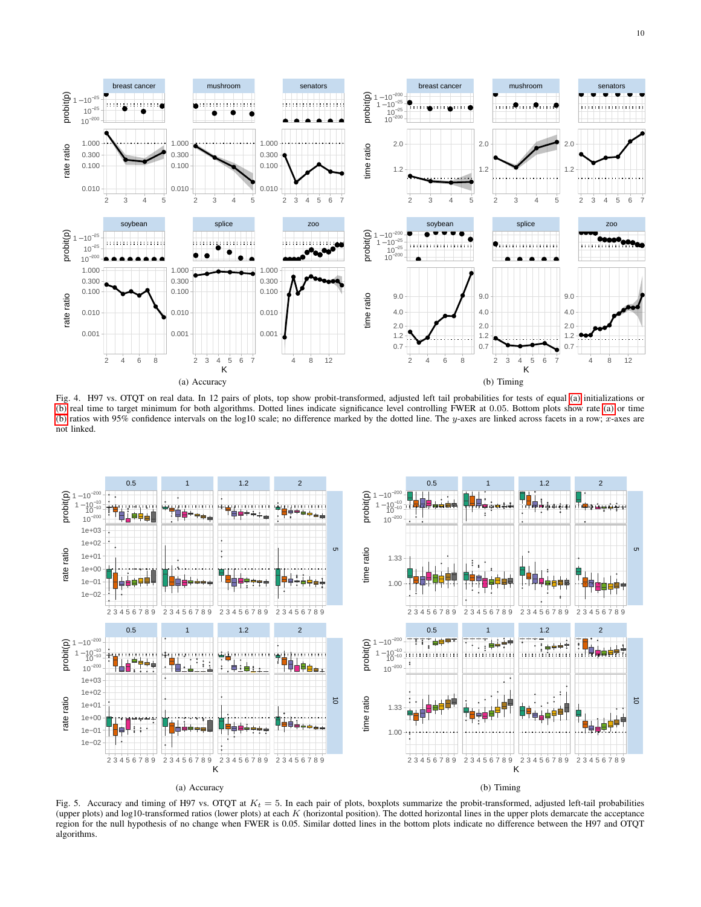Fig. 4. H97 vs. OTQT on real data. In 12 pairs of plots, top show probit-transformed, adjusted left tail probabilities for tests of equal (a) initializations or (b) real time to target minimum for both algorithms. Dotted lines indicate significance level controlling FWER at 0.05. Bottom plots show rate (a) or time (b) ratios with 95% confidence intervals on the log10 scale; no difference marked by the dotted line. The $y$-axes are linked across facets in a row; $x$-axes are not linked.

Fig. 5. Accuracy and timing of H97 vs. OTQT at $K_t = 5$. In each pair of plots, boxplots summarize the probit-transformed, adjusted left-tail probabilities (upper plots) and log10-transformed ratios (lower plots) at each $K$ (horizontal position). The dotted horizontal lines in the upper plots demarcate the acceptance region for the null hypothesis of no change when FWER is 0.05. Similar dotted lines in the bottom plots indicate no difference between the H97 and OTQT algorithms.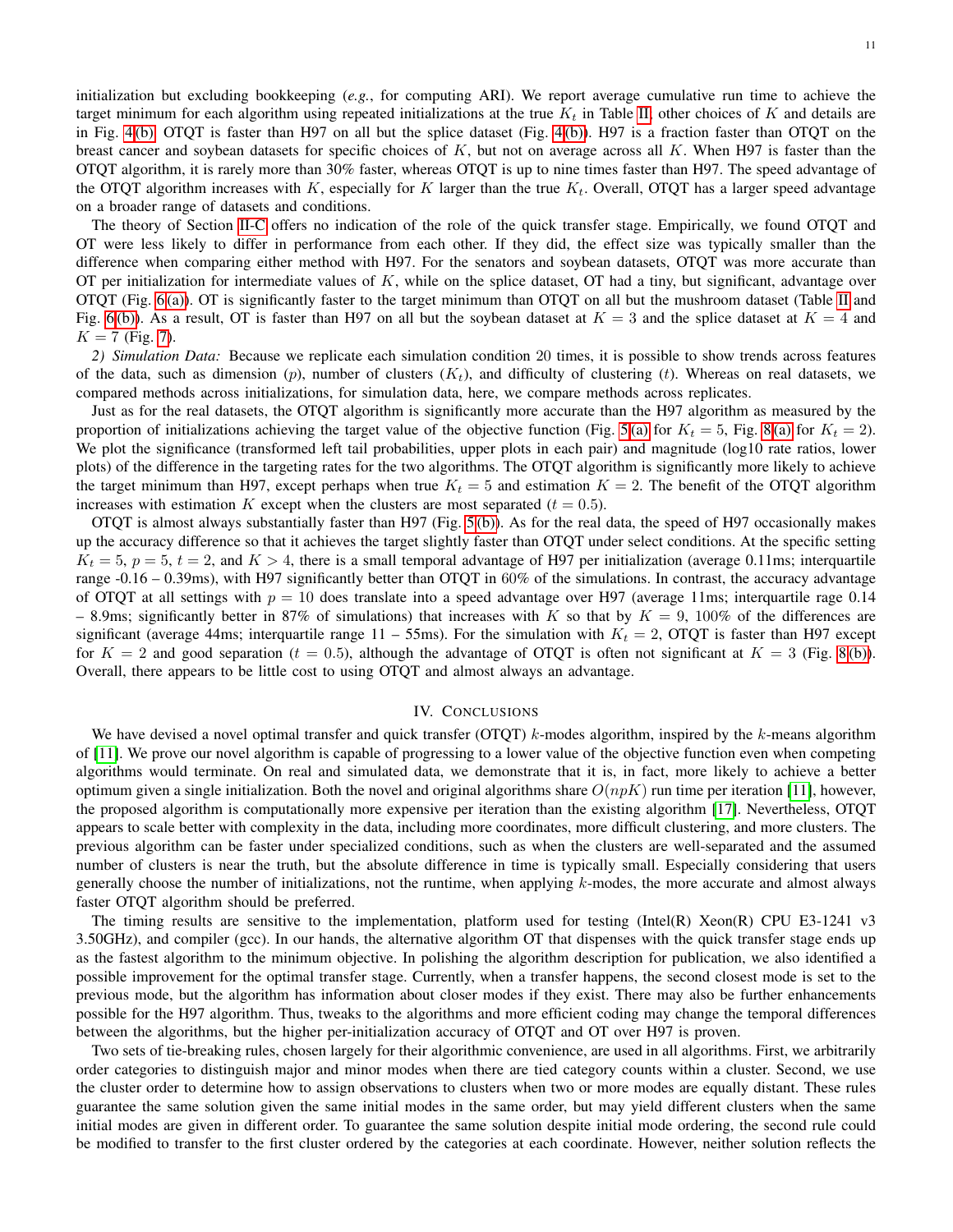initialization but excluding bookkeeping (*e.g.*, for computing ARI). We report average cumulative run time to achieve the target minimum for each algorithm using repeated initializations at the true $K_t$ in Table II, other choices of $K$ and details are in Fig. 4(b). OTQT is faster than H97 on all but the splice dataset (Fig. 4(b)). H97 is a fraction faster than OTQT on the breast cancer and soybean datasets for specific choices of $K$, but not on average across all $K$. When H97 is faster than the OTQT algorithm, it is rarely more than 30% faster, whereas OTQT is up to nine times faster than H97. The speed advantage of the OTQT algorithm increases with $K$, especially for $K$ larger than the true $K_t$. Overall, OTQT has a larger speed advantage on a broader range of datasets and conditions.

The theory of Section II-C offers no indication of the role of the quick transfer stage. Empirically, we found OTQT and OT were less likely to differ in performance from each other. If they did, the effect size was typically smaller than the difference when comparing either method with H97. For the senators and soybean datasets, OTQT was more accurate than OT per initialization for intermediate values of $K$, while on the splice dataset, OT had a tiny, but significant, advantage over OTQT (Fig. 6(a)). OT is significantly faster to the target minimum than OTQT on all but the mushroom dataset (Table II and Fig. 6(b)). As a result, OT is faster than H97 on all but the soybean dataset at $K = 3$ and the splice dataset at $K = 4$ and $K = 7$ (Fig. 7).

*2) Simulation Data:* Because we replicate each simulation condition 20 times, it is possible to show trends across features of the data, such as dimension ($p$), number of clusters ($K_t$), and difficulty of clustering ($t$). Whereas on real datasets, we compared methods across initializations, for simulation data, here, we compare methods across replicates.

Just as for the real datasets, the OTQT algorithm is significantly more accurate than the H97 algorithm as measured by the proportion of initializations achieving the target value of the objective function (Fig. 5(a) for $K_t = 5$, Fig. 8(a) for $K_t = 2$). We plot the significance (transformed left tail probabilities, upper plots in each pair) and magnitude (log10 rate ratios, lower plots) of the difference in the targeting rates for the two algorithms. The OTQT algorithm is significantly more likely to achieve the target minimum than H97, except perhaps when true $K_t = 5$ and estimation $K = 2$. The benefit of the OTQT algorithm increases with estimation $K$ except when the clusters are most separated ($t = 0.5$).

OTQT is almost always substantially faster than H97 (Fig. 5(b)). As for the real data, the speed of H97 occasionally makes up the accuracy difference so that it achieves the target slightly faster than OTQT under select conditions. At the specific setting $K_t = 5$, $p = 5$, $t = 2$, and $K > 4$, there is a small temporal advantage of H97 per initialization (average 0.11ms; interquartile range -0.16 – 0.39ms), with H97 significantly better than OTQT in 60% of the simulations. In contrast, the accuracy advantage of OTQT at all settings with $p = 10$ does translate into a speed advantage over H97 (average 11ms; interquartile rage 0.14 – 8.9ms; significantly better in 87% of simulations) that increases with $K$ so that by $K = 9$, 100% of the differences are significant (average 44ms; interquartile range 11 – 55ms). For the simulation with $K_t = 2$, OTQT is faster than H97 except for $K = 2$ and good separation ($t = 0.5$), although the advantage of OTQT is often not significant at $K = 3$ (Fig. 8(b)). Overall, there appears to be little cost to using OTQT and almost always an advantage.

## IV. Conclusions

We have devised a novel optimal transfer and quick transfer (OTQT) $k$-modes algorithm, inspired by the $k$-means algorithm of [11]. We prove our novel algorithm is capable of progressing to a lower value of the objective function even when competing algorithms would terminate. On real and simulated data, we demonstrate that it is, in fact, more likely to achieve a better optimum given a single initialization. Both the novel and original algorithms share $O(npK)$ run time per iteration [11], however, the proposed algorithm is computationally more expensive per iteration than the existing algorithm [17]. Nevertheless, OTQT appears to scale better with complexity in the data, including more coordinates, more difficult clustering, and more clusters. The previous algorithm can be faster under specialized conditions, such as when the clusters are well-separated and the assumed number of clusters is near the truth, but the absolute difference in time is typically small. Especially considering that users generally choose the number of initializations, not the runtime, when applying $k$-modes, the more accurate and almost always faster OTQT algorithm should be preferred.

The timing results are sensitive to the implementation, platform used for testing (Intel(R) Xeon(R) CPU E3-1241 v3 3.50GHz), and compiler (gcc). In our hands, the alternative algorithm OT that dispenses with the quick transfer stage ends up as the fastest algorithm to the minimum objective. In polishing the algorithm description for publication, we also identified a possible improvement for the optimal transfer stage. Currently, when a transfer happens, the second closest mode is set to the previous mode, but the algorithm has information about closer modes if they exist. There may also be further enhancements possible for the H97 algorithm. Thus, tweaks to the algorithms and more efficient coding may change the temporal differences between the algorithms, but the higher per-initialization accuracy of OTQT and OT over H97 is proven.

Two sets of tie-breaking rules, chosen largely for their algorithmic convenience, are used in all algorithms. First, we arbitrarily order categories to distinguish major and minor modes when there are tied category counts within a cluster. Second, we use the cluster order to determine how to assign observations to clusters when two or more modes are equally distant. These rules guarantee the same solution given the same initial modes in the same order, but may yield different clusters when the same initial modes are given in different order. To guarantee the same solution despite initial mode ordering, the second rule could be modified to transfer to the first cluster ordered by the categories at each coordinate. However, neither solution reflects the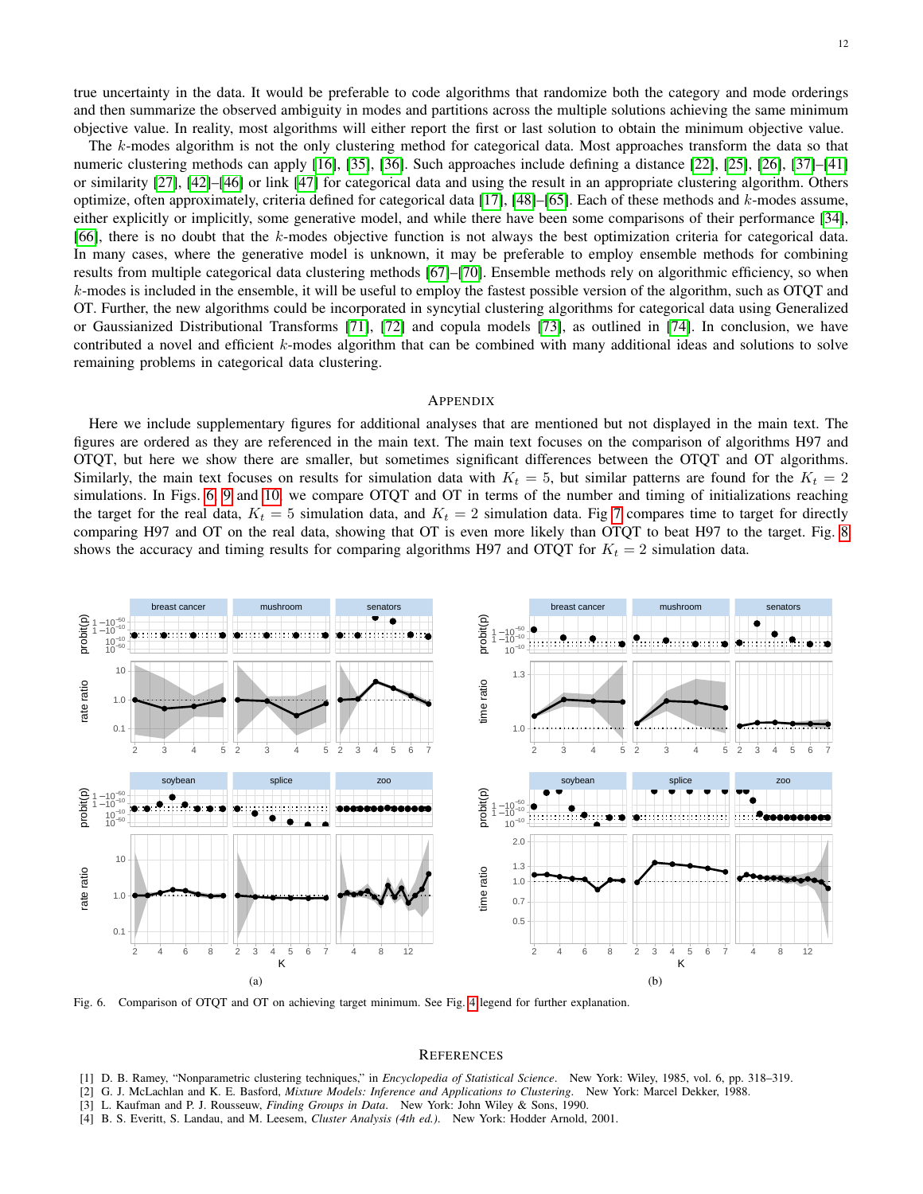true uncertainty in the data. It would be preferable to code algorithms that randomize both the category and mode orderings and then summarize the observed ambiguity in modes and partitions across the multiple solutions achieving the same minimum objective value. In reality, most algorithms will either report the first or last solution to obtain the minimum objective value.

The $k$-modes algorithm is not the only clustering method for categorical data. Most approaches transform the data so that numeric clustering methods can apply [16], [35], [36]. Such approaches include defining a distance [22], [25], [26], [37]–[41] or similarity [27], [42]–[46] or link [47] for categorical data and using the result in an appropriate clustering algorithm. Others optimize, often approximately, criteria defined for categorical data [17], [48]–[65]. Each of these methods and $k$-modes assume, either explicitly or implicitly, some generative model, and while there have been some comparisons of their performance [34], [66], there is no doubt that the $k$-modes objective function is not always the best optimization criteria for categorical data. In many cases, where the generative model is unknown, it may be preferable to employ ensemble methods for combining results from multiple categorical data clustering methods [67]–[70]. Ensemble methods rely on algorithmic efficiency, so when $k$-modes is included in the ensemble, it will be useful to employ the fastest possible version of the algorithm, such as OTQT and OT. Further, the new algorithms could be incorporated in syncytial clustering algorithms for categorical data using Generalized or Gaussianized Distributional Transforms [71], [72] and copula models [73], as outlined in [74]. In conclusion, we have contributed a novel and efficient $k$-modes algorithm that can be combined with many additional ideas and solutions to solve remaining problems in categorical data clustering.

## Appendix

Here we include supplementary figures for additional analyses that are mentioned but not displayed in the main text. The figures are ordered as they are referenced in the main text. The main text focuses on the comparison of algorithms H97 and OTQT, but here we show there are smaller, but sometimes significant differences between the OTQT and OT algorithms. Similarly, the main text focuses on results for simulation data with $K_t = 5$, but similar patterns are found for the $K_t = 2$ simulations. In Figs. 6, 9 and 10, we compare OTQT and OT in terms of the number and timing of initializations reaching the target for the real data, $K_t = 5$ simulation data, and $K_t = 2$ simulation data. Fig 7 compares time to target for directly comparing H97 and OT on the real data, showing that OT is even more likely than OTQT to beat H97 to the target. Fig. 8 shows the accuracy and timing results for comparing algorithms H97 and OTQT for $K_t = 2$ simulation data.

Fig. 6. Comparison of OTQT and OT on achieving target minimum. See Fig. 4 legend for further explanation.

## References

[1] D. B. Ramey, "Nonparametric clustering techniques," in *Encyclopedia of Statistical Science*. New York: Wiley, 1985, vol. 6, pp. 318–319.

[2] G. J. McLachlan and K. E. Basford, *Mixture Models: Inference and Applications to Clustering*. New York: Marcel Dekker, 1988.

[3] L. Kaufman and P. J. Rousseuw, *Finding Groups in Data*. New York: John Wiley & Sons, 1990.

[4] B. S. Everitt, S. Landau, and M. Leesem, *Cluster Analysis (4th ed.)*. New York: Hodder Arnold, 2001.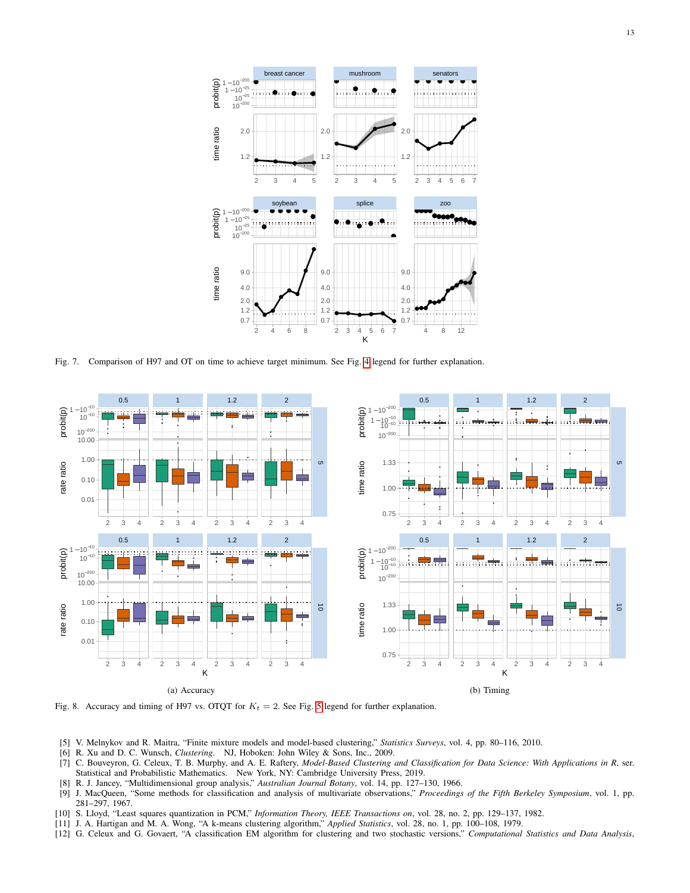Fig. 7. Comparison of H97 and OT on time to achieve target minimum. See Fig. 4 legend for further explanation.

(a) Accuracy

(b) Timing

Fig. 8. Accuracy and timing of H97 vs. OTQT for $K_t = 2$. See Fig. 5 legend for further explanation.

[5] V. Melnykov and R. Maitra, "Finite mixture models and model-based clustering," *Statistics Surveys*, vol. 4, pp. 80–116, 2010.

[6] R. Xu and D. C. Wunsch, *Clustering*. NJ, Hoboken: John Wiley & Sons, Inc., 2009.

[7] C. Bouveyron, G. Celeux, T. B. Murphy, and A. E. Raftery, *Model-Based Clustering and Classification for Data Science: With Applications in R*, ser. Statistical and Probabilistic Mathematics. New York, NY: Cambridge University Press, 2019.

[8] R. J. Jancey, "Multidimensional group analysis," *Australian Journal Botany*, vol. 14, pp. 127–130, 1966.

[9] J. MacQueen, "Some methods for classification and analysis of multivariate observations," *Proceedings of the Fifth Berkeley Symposium*, vol. 1, pp. 281–297, 1967.

[10] S. Lloyd, "Least squares quantization in PCM," *Information Theory, IEEE Transactions on*, vol. 28, no. 2, pp. 129–137, 1982.

[11] J. A. Hartigan and M. A. Wong, "A k-means clustering algorithm," *Applied Statistics*, vol. 28, no. 1, pp. 100–108, 1979.

[12] G. Celeux and G. Govaert, "A classification EM algorithm for clustering and two stochastic versions," *Computational Statistics and Data Analysis*,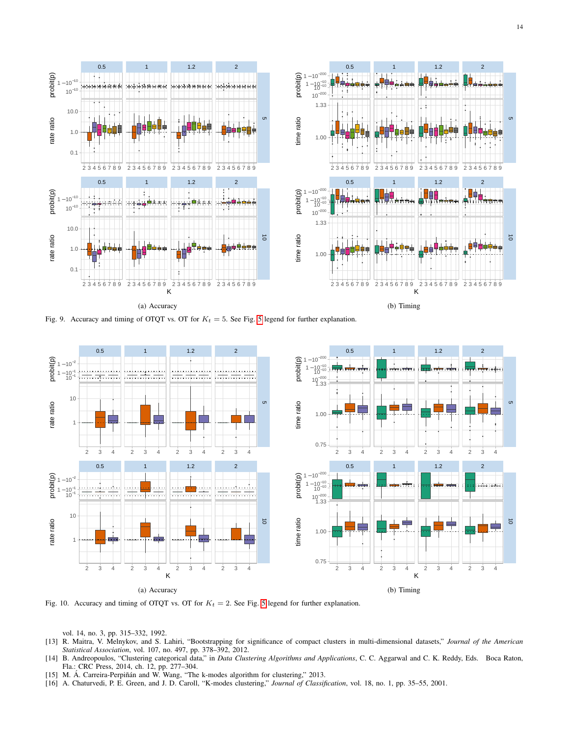(a) Accuracy

(b) Timing

Fig. 9. Accuracy and timing of OTQT vs. OT for $K_t = 5$. See Fig. 5 legend for further explanation.

(a) Accuracy

(b) Timing

Fig. 10. Accuracy and timing of OTQT vs. OT for $K_t = 2$. See Fig. 5 legend for further explanation.

vol. 14, no. 3, pp. 315–332, 1992.

[13] R. Maitra, V. Melnykov, and S. Lahiri, "Bootstrapping for significance of compact clusters in multi-dimensional datasets," *Journal of the American Statistical Association*, vol. 107, no. 497, pp. 378–392, 2012.

[14] B. Andreopoulos, "Clustering categorical data," in *Data Clustering Algorithms and Applications*, C. C. Aggarwal and C. K. Reddy, Eds. Boca Raton, Fla.: CRC Press, 2014, ch. 12, pp. 277–304.

[15] M. Á. Carreira-Perpiñán and W. Wang, "The k-modes algorithm for clustering," 2013.

[16] A. Chaturvedi, P. E. Green, and J. D. Caroll, "K-modes clustering," *Journal of Classification*, vol. 18, no. 1, pp. 35–55, 2001.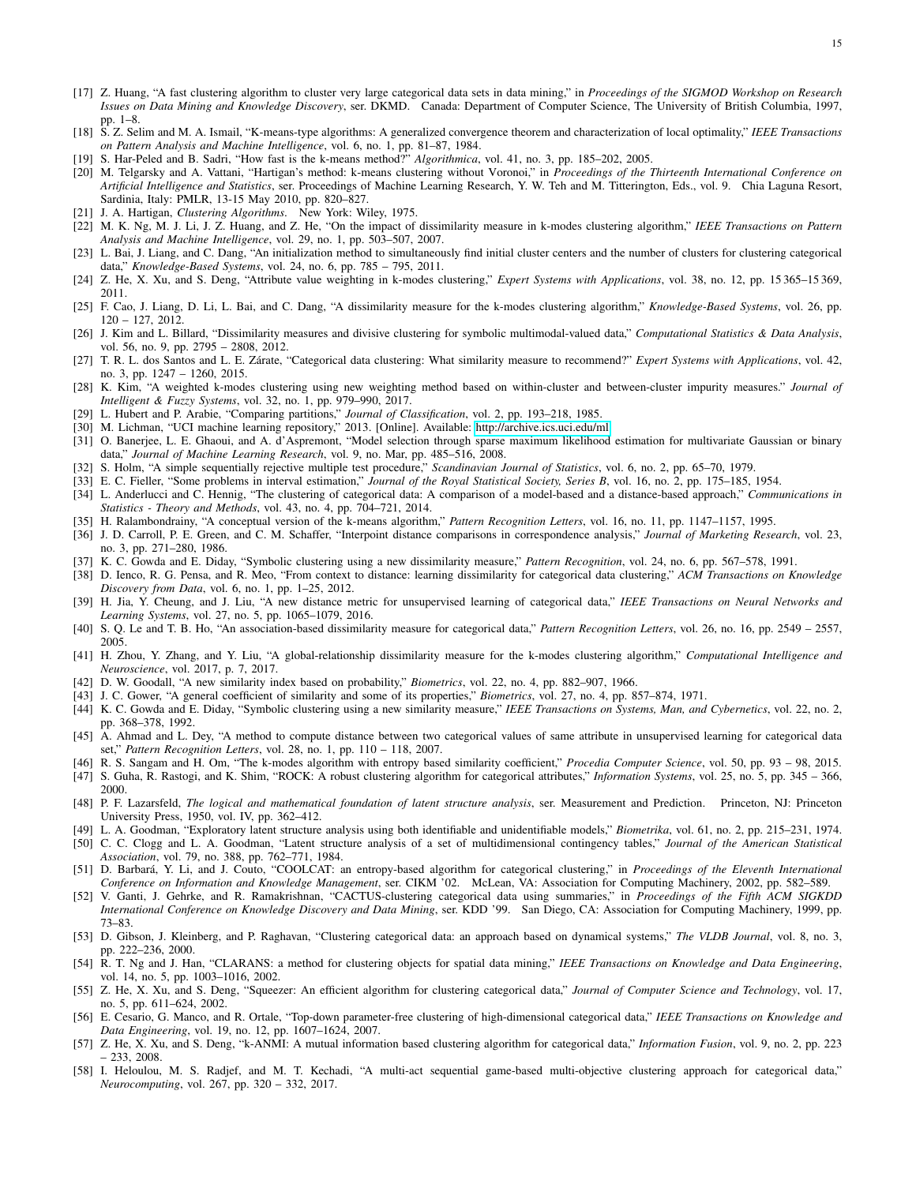[17] Z. Huang, "A fast clustering algorithm to cluster very large categorical data sets in data mining," in *Proceedings of the SIGMOD Workshop on Research Issues on Data Mining and Knowledge Discovery*, ser. DKMD. Canada: Department of Computer Science, The University of British Columbia, 1997, pp. 1–8.

[18] S. Z. Selim and M. A. Ismail, "K-means-type algorithms: A generalized convergence theorem and characterization of local optimality," *IEEE Transactions on Pattern Analysis and Machine Intelligence*, vol. 6, no. 1, pp. 81–87, 1984.

[19] S. Har-Peled and B. Sadri, "How fast is the k-means method?" *Algorithmica*, vol. 41, no. 3, pp. 185–202, 2005.

[20] M. Telgarsky and A. Vattani, "Hartigan's method: k-means clustering without Voronoi," in *Proceedings of the Thirteenth International Conference on Artificial Intelligence and Statistics*, ser. Proceedings of Machine Learning Research, Y. W. Teh and M. Titterington, Eds., vol. 9. Chia Laguna Resort, Sardinia, Italy: PMLR, 13-15 May 2010, pp. 820–827.

[21] J. A. Hartigan, *Clustering Algorithms*. New York: Wiley, 1975.

[22] M. K. Ng, M. J. Li, J. Z. Huang, and Z. He, "On the impact of dissimilarity measure in k-modes clustering algorithm," *IEEE Transactions on Pattern Analysis and Machine Intelligence*, vol. 29, no. 1, pp. 503–507, 2007.

[23] L. Bai, J. Liang, and C. Dang, "An initialization method to simultaneously find initial cluster centers and the number of clusters for clustering categorical data," *Knowledge-Based Systems*, vol. 24, no. 6, pp. 785 – 795, 2011.

[24] Z. He, X. Xu, and S. Deng, "Attribute value weighting in k-modes clustering," *Expert Systems with Applications*, vol. 38, no. 12, pp. 15 365–15 369, 2011.

[25] F. Cao, J. Liang, D. Li, L. Bai, and C. Dang, "A dissimilarity measure for the k-modes clustering algorithm," *Knowledge-Based Systems*, vol. 26, pp. 120 – 127, 2012.

[26] J. Kim and L. Billard, "Dissimilarity measures and divisive clustering for symbolic multimodal-valued data," *Computational Statistics & Data Analysis*, vol. 56, no. 9, pp. 2795 – 2808, 2012.

[27] T. R. L. dos Santos and L. E. Zárate, "Categorical data clustering: What similarity measure to recommend?" *Expert Systems with Applications*, vol. 42, no. 3, pp. 1247 – 1260, 2015.

[28] K. Kim, "A weighted k-modes clustering using new weighting method based on within-cluster and between-cluster impurity measures." *Journal of Intelligent & Fuzzy Systems*, vol. 32, no. 1, pp. 979–990, 2017.

[29] L. Hubert and P. Arabie, "Comparing partitions," *Journal of Classification*, vol. 2, pp. 193–218, 1985.

[30] M. Lichman, "UCI machine learning repository," 2013. [Online]. Available: http://archive.ics.uci.edu/ml

[31] O. Banerjee, L. E. Ghaoui, and A. d'Aspremont, "Model selection through sparse maximum likelihood estimation for multivariate Gaussian or binary data," *Journal of Machine Learning Research*, vol. 9, no. Mar, pp. 485–516, 2008.

[32] S. Holm, "A simple sequentially rejective multiple test procedure," *Scandinavian Journal of Statistics*, vol. 6, no. 2, pp. 65–70, 1979.

[33] E. C. Fieller, "Some problems in interval estimation," *Journal of the Royal Statistical Society, Series B*, vol. 16, no. 2, pp. 175–185, 1954.

[34] L. Anderlucci and C. Hennig, "The clustering of categorical data: A comparison of a model-based and a distance-based approach," *Communications in Statistics - Theory and Methods*, vol. 43, no. 4, pp. 704–721, 2014.

[35] H. Ralambondrainy, "A conceptual version of the k-means algorithm," *Pattern Recognition Letters*, vol. 16, no. 11, pp. 1147–1157, 1995.

[36] J. D. Carroll, P. E. Green, and C. M. Schaffer, "Interpoint distance comparisons in correspondence analysis," *Journal of Marketing Research*, vol. 23, no. 3, pp. 271–280, 1986.

[37] K. C. Gowda and E. Diday, "Symbolic clustering using a new dissimilarity measure," *Pattern Recognition*, vol. 24, no. 6, pp. 567–578, 1991.

[38] D. Ienco, R. G. Pensa, and R. Meo, "From context to distance: learning dissimilarity for categorical data clustering," *ACM Transactions on Knowledge Discovery from Data*, vol. 6, no. 1, pp. 1–25, 2012.

[39] H. Jia, Y. Cheung, and J. Liu, "A new distance metric for unsupervised learning of categorical data," *IEEE Transactions on Neural Networks and Learning Systems*, vol. 27, no. 5, pp. 1065–1079, 2016.

[40] S. Q. Le and T. B. Ho, "An association-based dissimilarity measure for categorical data," *Pattern Recognition Letters*, vol. 26, no. 16, pp. 2549 – 2557, 2005.

[41] H. Zhou, Y. Zhang, and Y. Liu, "A global-relationship dissimilarity measure for the k-modes clustering algorithm," *Computational Intelligence and Neuroscience*, vol. 2017, p. 7, 2017.

[42] D. W. Goodall, "A new similarity index based on probability," *Biometrics*, vol. 22, no. 4, pp. 882–907, 1966.

[43] J. C. Gower, "A general coefficient of similarity and some of its properties," *Biometrics*, vol. 27, no. 4, pp. 857–874, 1971.

[44] K. C. Gowda and E. Diday, "Symbolic clustering using a new similarity measure," *IEEE Transactions on Systems, Man, and Cybernetics*, vol. 22, no. 2, pp. 368–378, 1992.

[45] A. Ahmad and L. Dey, "A method to compute distance between two categorical values of same attribute in unsupervised learning for categorical data set," *Pattern Recognition Letters*, vol. 28, no. 1, pp. 110 – 118, 2007.

[46] R. S. Sangam and H. Om, "The k-modes algorithm with entropy based similarity coefficient," *Procedia Computer Science*, vol. 50, pp. 93 – 98, 2015.

[47] S. Guha, R. Rastogi, and K. Shim, "ROCK: A robust clustering algorithm for categorical attributes," *Information Systems*, vol. 25, no. 5, pp. 345 – 366, 2000.

[48] P. F. Lazarsfeld, *The logical and mathematical foundation of latent structure analysis*, ser. Measurement and Prediction. Princeton, NJ: Princeton University Press, 1950, vol. IV, pp. 362–412.

[49] L. A. Goodman, "Exploratory latent structure analysis using both identifiable and unidentifiable models," *Biometrika*, vol. 61, no. 2, pp. 215–231, 1974.

[50] C. C. Clogg and L. A. Goodman, "Latent structure analysis of a set of multidimensional contingency tables," *Journal of the American Statistical Association*, vol. 79, no. 388, pp. 762–771, 1984.

[51] D. Barbará, Y. Li, and J. Couto, "COOLCAT: an entropy-based algorithm for categorical clustering," in *Proceedings of the Eleventh International Conference on Information and Knowledge Management*, ser. CIKM '02. McLean, VA: Association for Computing Machinery, 2002, pp. 582–589.

[52] V. Ganti, J. Gehrke, and R. Ramakrishnan, "CACTUS-clustering categorical data using summaries," in *Proceedings of the Fifth ACM SIGKDD International Conference on Knowledge Discovery and Data Mining*, ser. KDD '99. San Diego, CA: Association for Computing Machinery, 1999, pp. 73–83.

[53] D. Gibson, J. Kleinberg, and P. Raghavan, "Clustering categorical data: an approach based on dynamical systems," *The VLDB Journal*, vol. 8, no. 3, pp. 222–236, 2000.

[54] R. T. Ng and J. Han, "CLARANS: a method for clustering objects for spatial data mining," *IEEE Transactions on Knowledge and Data Engineering*, vol. 14, no. 5, pp. 1003–1016, 2002.

[55] Z. He, X. Xu, and S. Deng, "Squeezer: An efficient algorithm for clustering categorical data," *Journal of Computer Science and Technology*, vol. 17, no. 5, pp. 611–624, 2002.

[56] E. Cesario, G. Manco, and R. Ortale, "Top-down parameter-free clustering of high-dimensional categorical data," *IEEE Transactions on Knowledge and Data Engineering*, vol. 19, no. 12, pp. 1607–1624, 2007.

[57] Z. He, X. Xu, and S. Deng, "k-ANMI: A mutual information based clustering algorithm for categorical data," *Information Fusion*, vol. 9, no. 2, pp. 223 – 233, 2008.

[58] I. Heloulou, M. S. Radjef, and M. T. Kechadi, "A multi-act sequential game-based multi-objective clustering approach for categorical data," *Neurocomputing*, vol. 267, pp. 320 – 332, 2017.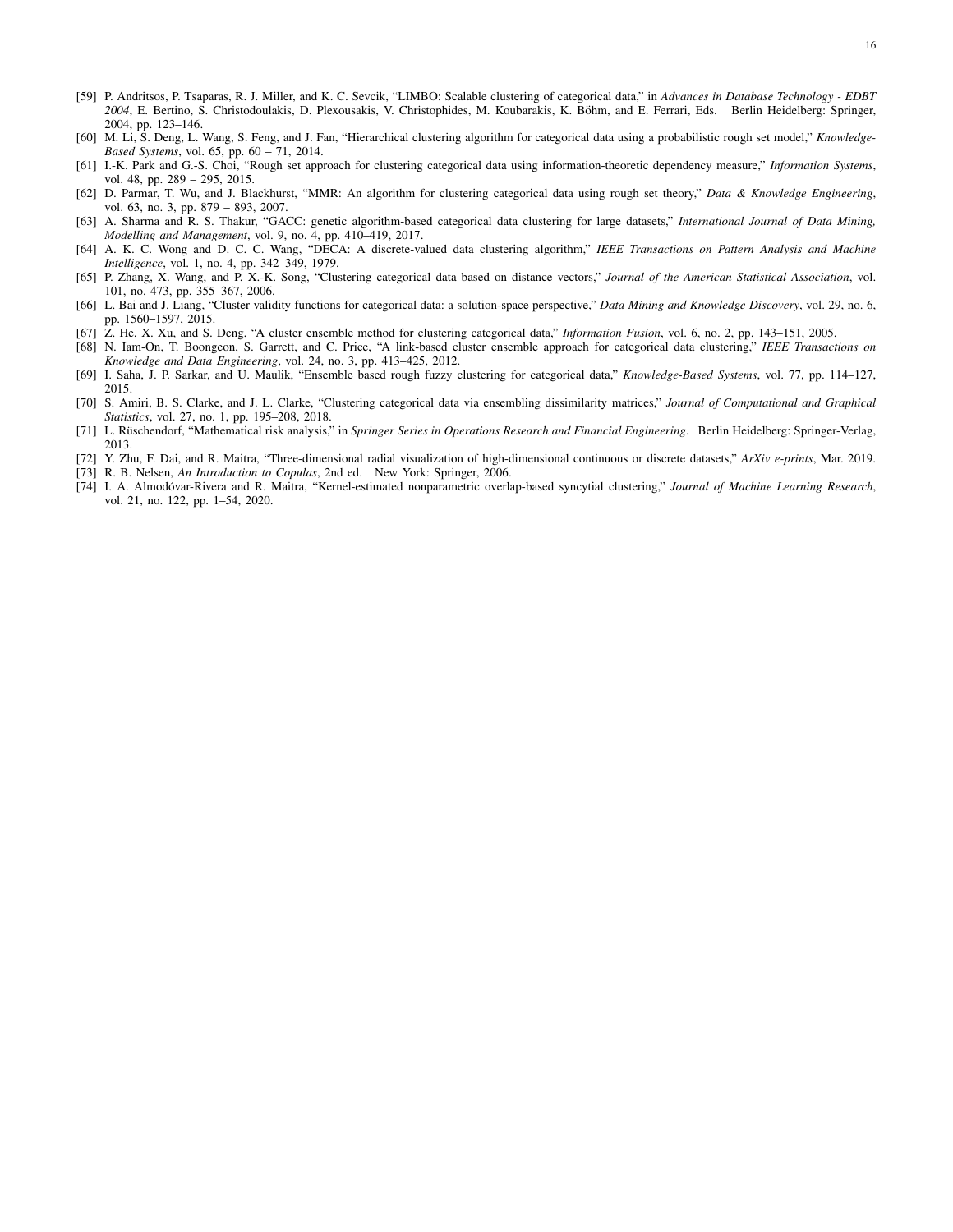[59] P. Andritsos, P. Tsaparas, R. J. Miller, and K. C. Sevcik, "LIMBO: Scalable clustering of categorical data," in *Advances in Database Technology - EDBT 2004*, E. Bertino, S. Christodoulakis, D. Plexousakis, V. Christophides, M. Koubarakis, K. Böhm, and E. Ferrari, Eds. Berlin Heidelberg: Springer, 2004, pp. 123–146.

[60] M. Li, S. Deng, L. Wang, S. Feng, and J. Fan, "Hierarchical clustering algorithm for categorical data using a probabilistic rough set model," *Knowledge-Based Systems*, vol. 65, pp. 60 – 71, 2014.

[61] I.-K. Park and G.-S. Choi, "Rough set approach for clustering categorical data using information-theoretic dependency measure," *Information Systems*, vol. 48, pp. 289 – 295, 2015.

[62] D. Parmar, T. Wu, and J. Blackhurst, "MMR: An algorithm for clustering categorical data using rough set theory," *Data & Knowledge Engineering*, vol. 63, no. 3, pp. 879 – 893, 2007.

[63] A. Sharma and R. S. Thakur, "GACC: genetic algorithm-based categorical data clustering for large datasets," *International Journal of Data Mining, Modelling and Management*, vol. 9, no. 4, pp. 410–419, 2017.

[64] A. K. C. Wong and D. C. C. Wang, "DECA: A discrete-valued data clustering algorithm," *IEEE Transactions on Pattern Analysis and Machine Intelligence*, vol. 1, no. 4, pp. 342–349, 1979.

[65] P. Zhang, X. Wang, and P. X.-K. Song, "Clustering categorical data based on distance vectors," *Journal of the American Statistical Association*, vol. 101, no. 473, pp. 355–367, 2006.

[66] L. Bai and J. Liang, "Cluster validity functions for categorical data: a solution-space perspective," *Data Mining and Knowledge Discovery*, vol. 29, no. 6, pp. 1560–1597, 2015.

[67] Z. He, X. Xu, and S. Deng, "A cluster ensemble method for clustering categorical data," *Information Fusion*, vol. 6, no. 2, pp. 143–151, 2005.

[68] N. Iam-On, T. Boongeon, S. Garrett, and C. Price, "A link-based cluster ensemble approach for categorical data clustering," *IEEE Transactions on Knowledge and Data Engineering*, vol. 24, no. 3, pp. 413–425, 2012.

[69] I. Saha, J. P. Sarkar, and U. Maulik, "Ensemble based rough fuzzy clustering for categorical data," *Knowledge-Based Systems*, vol. 77, pp. 114–127, 2015.

[70] S. Amiri, B. S. Clarke, and J. L. Clarke, "Clustering categorical data via ensembling dissimilarity matrices," *Journal of Computational and Graphical Statistics*, vol. 27, no. 1, pp. 195–208, 2018.

[71] L. Rüschendorf, "Mathematical risk analysis," in *Springer Series in Operations Research and Financial Engineering*. Berlin Heidelberg: Springer-Verlag, 2013.

[72] Y. Zhu, F. Dai, and R. Maitra, "Three-dimensional radial visualization of high-dimensional continuous or discrete datasets," *ArXiv e-prints*, Mar. 2019.

[73] R. B. Nelsen, *An Introduction to Copulas*, 2nd ed. New York: Springer, 2006.

[74] I. A. Almodóvar-Rivera and R. Maitra, "Kernel-estimated nonparametric overlap-based syncytial clustering," *Journal of Machine Learning Research*, vol. 21, no. 122, pp. 1–54, 2020.